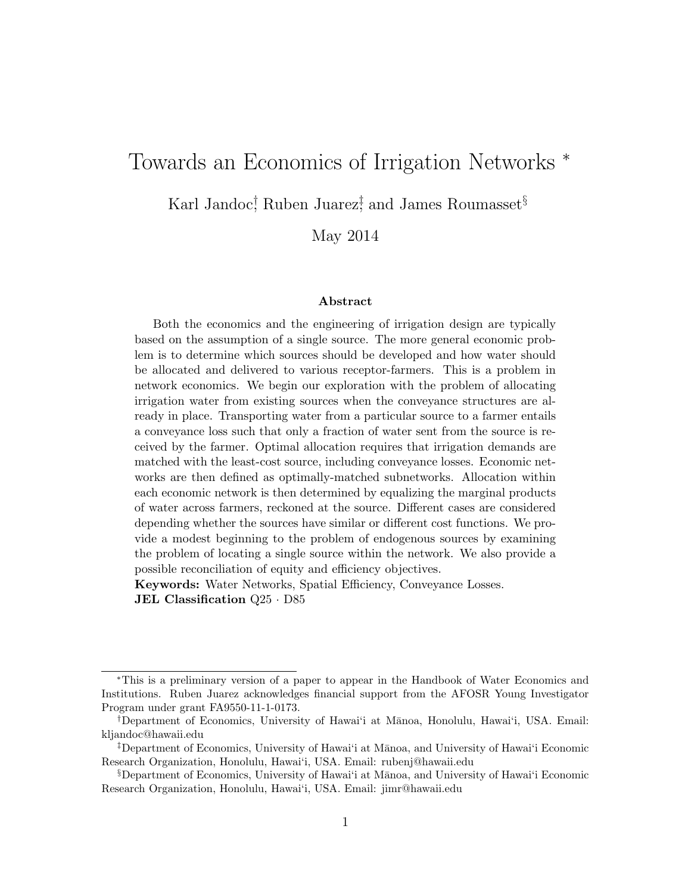# Towards an Economics of Irrigation Networks *

Karl Jandoc[†], Ruben Juarez[‡], and James Roumasset[§]

May 2014

### Abstract

Both the economics and the engineering of irrigation design are typically based on the assumption of a single source. The more general economic problem is to determine which sources should be developed and how water should be allocated and delivered to various receptor-farmers. This is a problem in network economics. We begin our exploration with the problem of allocating irrigation water from existing sources when the conveyance structures are already in place. Transporting water from a particular source to a farmer entails a conveyance loss such that only a fraction of water sent from the source is received by the farmer. Optimal allocation requires that irrigation demands are matched with the least-cost source, including conveyance losses. Economic networks are then defined as optimally-matched subnetworks. Allocation within each economic network is then determined by equalizing the marginal products of water across farmers, reckoned at the source. Different cases are considered depending whether the sources have similar or different cost functions. We provide a modest beginning to the problem of endogenous sources by examining the problem of locating a single source within the network. We also provide a possible reconciliation of equity and efficiency objectives.

**Keywords:** Water Networks, Spatial Efficiency, Conveyance Losses.
**JEL Classification** Q25 · D85

---

*This is a preliminary version of a paper to appear in the Handbook of Water Economics and Institutions. Ruben Juarez acknowledges financial support from the AFOSR Young Investigator Program under grant FA9550-11-1-0173.

†Department of Economics, University of Hawai'i at Mānoa, Honolulu, Hawai'i, USA. Email: kljandoc@hawaii.edu

‡Department of Economics, University of Hawai'i at Mānoa, and University of Hawai'i Economic Research Organization, Honolulu, Hawai'i, USA. Email: rubenj@hawaii.edu

§Department of Economics, University of Hawai'i at Mānoa, and University of Hawai'i Economic Research Organization, Honolulu, Hawai'i, USA. Email: jimr@hawaii.edu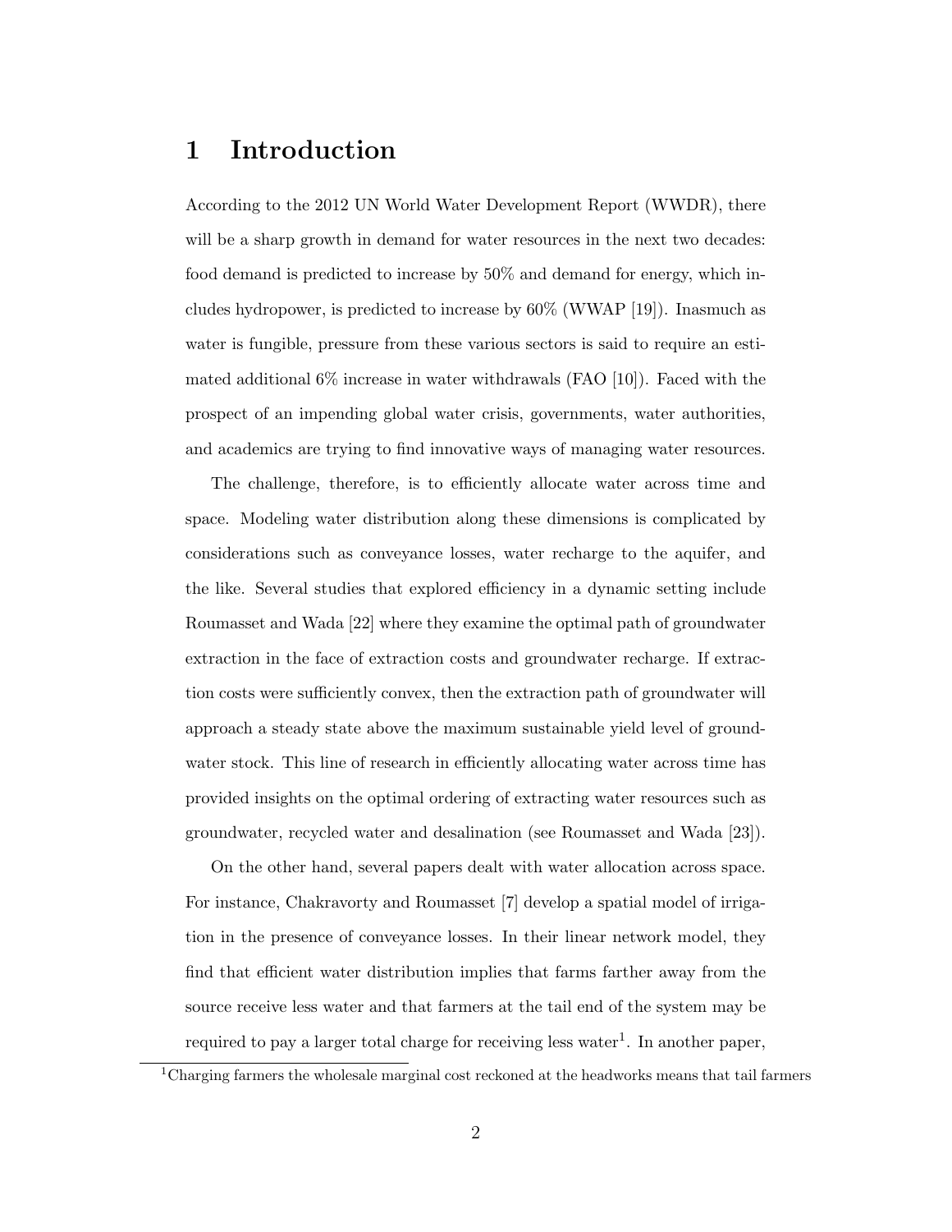# 1 Introduction

According to the 2012 UN World Water Development Report (WWDR), there will be a sharp growth in demand for water resources in the next two decades: food demand is predicted to increase by 50% and demand for energy, which includes hydropower, is predicted to increase by 60% (WWAP [19]). Inasmuch as water is fungible, pressure from these various sectors is said to require an estimated additional 6% increase in water withdrawals (FAO [10]). Faced with the prospect of an impending global water crisis, governments, water authorities, and academics are trying to find innovative ways of managing water resources.

The challenge, therefore, is to efficiently allocate water across time and space. Modeling water distribution along these dimensions is complicated by considerations such as conveyance losses, water recharge to the aquifer, and the like. Several studies that explored efficiency in a dynamic setting include Roumasset and Wada [22] where they examine the optimal path of groundwater extraction in the face of extraction costs and groundwater recharge. If extraction costs were sufficiently convex, then the extraction path of groundwater will approach a steady state above the maximum sustainable yield level of groundwater stock. This line of research in efficiently allocating water across time has provided insights on the optimal ordering of extracting water resources such as groundwater, recycled water and desalination (see Roumasset and Wada [23]).

On the other hand, several papers dealt with water allocation across space. For instance, Chakravorty and Roumasset [7] develop a spatial model of irrigation in the presence of conveyance losses. In their linear network model, they find that efficient water distribution implies that farms farther away from the source receive less water and that farmers at the tail end of the system may be required to pay a larger total charge for receiving less water[1]. In another paper,

[1] Charging farmers the wholesale marginal cost reckoned at the headworks means that tail farmers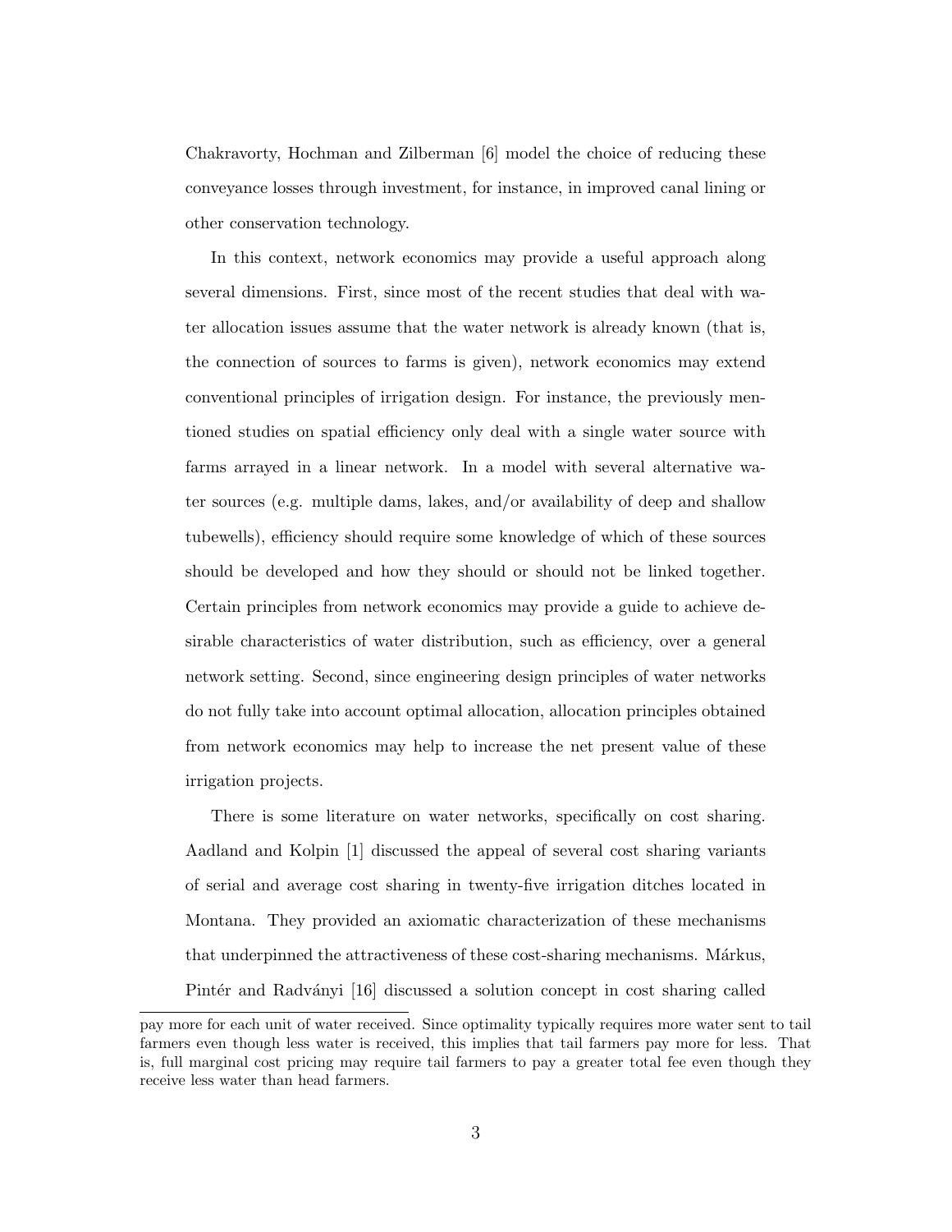Chakravorty, Hochman and Zilberman [6] model the choice of reducing these conveyance losses through investment, for instance, in improved canal lining or other conservation technology.

In this context, network economics may provide a useful approach along several dimensions. First, since most of the recent studies that deal with water allocation issues assume that the water network is already known (that is, the connection of sources to farms is given), network economics may extend conventional principles of irrigation design. For instance, the previously mentioned studies on spatial efficiency only deal with a single water source with farms arrayed in a linear network. In a model with several alternative water sources (e.g. multiple dams, lakes, and/or availability of deep and shallow tubewells), efficiency should require some knowledge of which of these sources should be developed and how they should or should not be linked together. Certain principles from network economics may provide a guide to achieve desirable characteristics of water distribution, such as efficiency, over a general network setting. Second, since engineering design principles of water networks do not fully take into account optimal allocation, allocation principles obtained from network economics may help to increase the net present value of these irrigation projects.

There is some literature on water networks, specifically on cost sharing. Aadland and Kolpin [1] discussed the appeal of several cost sharing variants of serial and average cost sharing in twenty-five irrigation ditches located in Montana. They provided an axiomatic characterization of these mechanisms that underpinned the attractiveness of these cost-sharing mechanisms. Márkus, Pintér and Radványi [16] discussed a solution concept in cost sharing called

---

pay more for each unit of water received. Since optimality typically requires more water sent to tail farmers even though less water is received, this implies that tail farmers pay more for less. That is, full marginal cost pricing may require tail farmers to pay a greater total fee even though they receive less water than head farmers.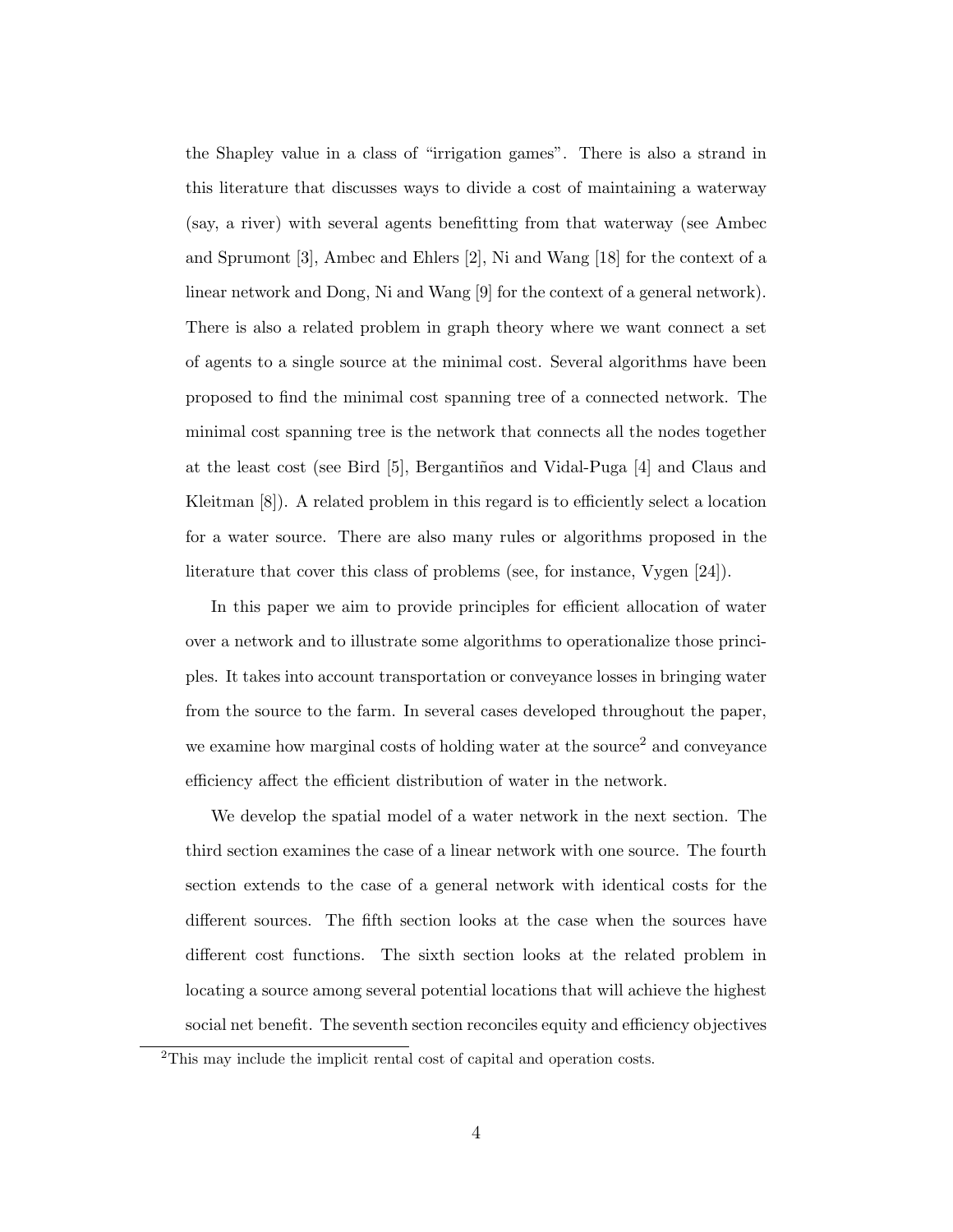the Shapley value in a class of "irrigation games". There is also a strand in this literature that discusses ways to divide a cost of maintaining a waterway (say, a river) with several agents benefitting from that waterway (see Ambec and Sprumont [3], Ambec and Ehlers [2], Ni and Wang [18] for the context of a linear network and Dong, Ni and Wang [9] for the context of a general network). There is also a related problem in graph theory where we want connect a set of agents to a single source at the minimal cost. Several algorithms have been proposed to find the minimal cost spanning tree of a connected network. The minimal cost spanning tree is the network that connects all the nodes together at the least cost (see Bird [5], Bergantiños and Vidal-Puga [4] and Claus and Kleitman [8]). A related problem in this regard is to efficiently select a location for a water source. There are also many rules or algorithms proposed in the literature that cover this class of problems (see, for instance, Vygen [24]).

In this paper we aim to provide principles for efficient allocation of water over a network and to illustrate some algorithms to operationalize those principles. It takes into account transportation or conveyance losses in bringing water from the source to the farm. In several cases developed throughout the paper, we examine how marginal costs of holding water at the source[2] and conveyance efficiency affect the efficient distribution of water in the network.

We develop the spatial model of a water network in the next section. The third section examines the case of a linear network with one source. The fourth section extends to the case of a general network with identical costs for the different sources. The fifth section looks at the case when the sources have different cost functions. The sixth section looks at the related problem in locating a source among several potential locations that will achieve the highest social net benefit. The seventh section reconciles equity and efficiency objectives

[2] This may include the implicit rental cost of capital and operation costs.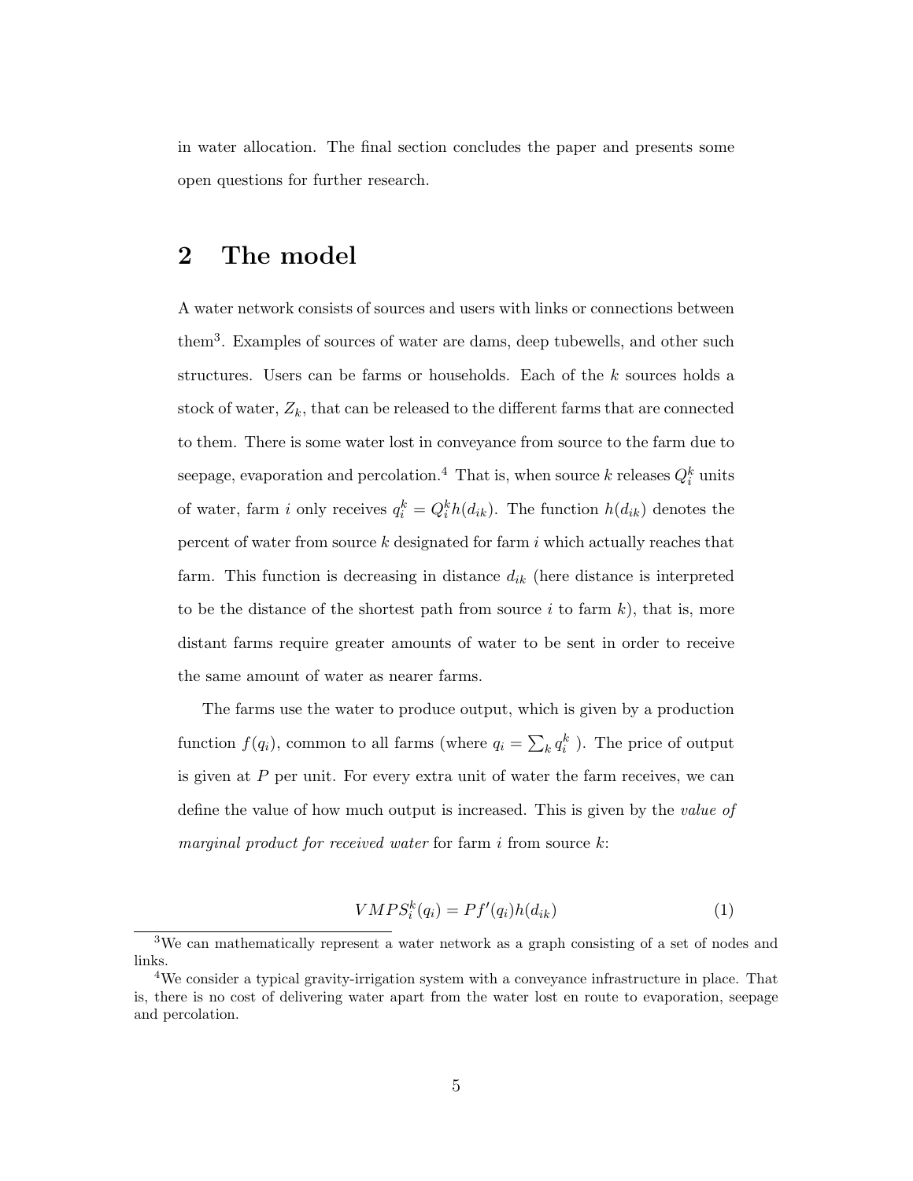in water allocation. The final section concludes the paper and presents some open questions for further research.

## 2 The model

A water network consists of sources and users with links or connections between them[3]. Examples of sources of water are dams, deep tubewells, and other such structures. Users can be farms or households. Each of the $k$ sources holds a stock of water, $Z_k$, that can be released to the different farms that are connected to them. There is some water lost in conveyance from source to the farm due to seepage, evaporation and percolation.[4] That is, when source $k$ releases $Q_i^k$ units of water, farm $i$ only receives $q_i^k = Q_i^k h(d_{ik})$. The function $h(d_{ik})$ denotes the percent of water from source $k$ designated for farm $i$ which actually reaches that farm. This function is decreasing in distance $d_{ik}$ (here distance is interpreted to be the distance of the shortest path from source $i$ to farm $k$), that is, more distant farms require greater amounts of water to be sent in order to receive the same amount of water as nearer farms.

The farms use the water to produce output, which is given by a production function $f(q_i)$, common to all farms (where $q_i = \sum_k q_i^k$ ). The price of output is given at $P$ per unit. For every extra unit of water the farm receives, we can define the value of how much output is increased. This is given by the *value of marginal product for received water* for farm $i$ from source $k$:

$$VMPS_i^k(q_i) = Pf'(q_i)h(d_{ik}) \tag{1}$$

[3] We can mathematically represent a water network as a graph consisting of a set of nodes and links.

[4] We consider a typical gravity-irrigation system with a conveyance infrastructure in place. That is, there is no cost of delivering water apart from the water lost en route to evaporation, seepage and percolation.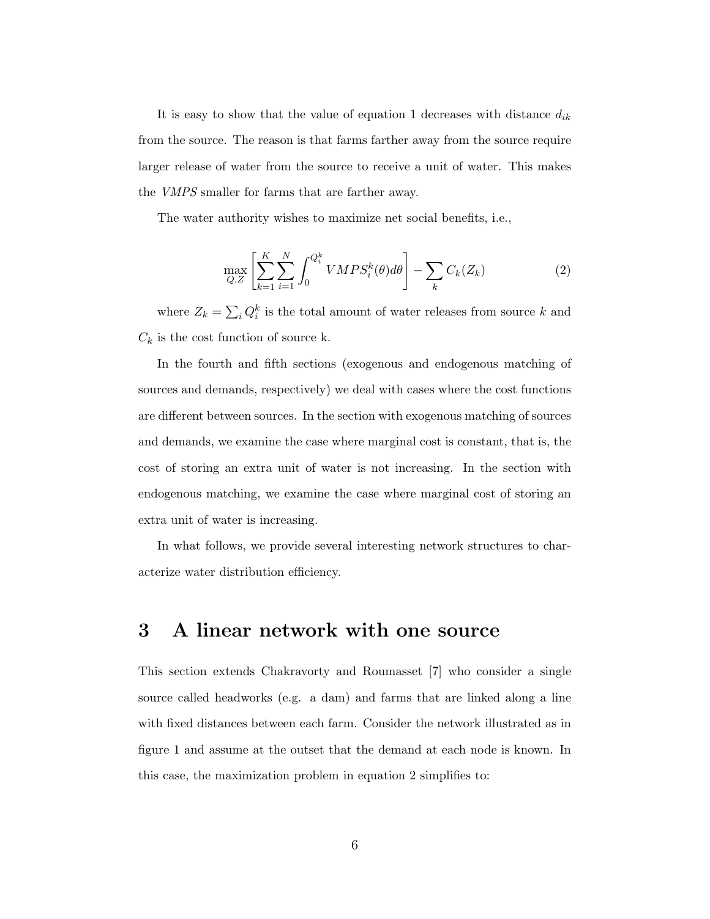It is easy to show that the value of equation 1 decreases with distance $d_{ik}$ from the source. The reason is that farms farther away from the source require larger release of water from the source to receive a unit of water. This makes the *VMPS* smaller for farms that are farther away.

The water authority wishes to maximize net social benefits, i.e.,

$$\max_{Q,Z} \left[ \sum_{k=1}^{K} \sum_{i=1}^{N} \int_{0}^{Q_i^k} VMPS_i^k(\theta) d\theta \right] - \sum_{k} C_k(Z_k) \tag{2}$$

where $Z_k = \sum_i Q_i^k$ is the total amount of water releases from source $k$ and $C_k$ is the cost function of source k.

In the fourth and fifth sections (exogenous and endogenous matching of sources and demands, respectively) we deal with cases where the cost functions are different between sources. In the section with exogenous matching of sources and demands, we examine the case where marginal cost is constant, that is, the cost of storing an extra unit of water is not increasing. In the section with endogenous matching, we examine the case where marginal cost of storing an extra unit of water is increasing.

In what follows, we provide several interesting network structures to characterize water distribution efficiency.

# 3 A linear network with one source

This section extends Chakravorty and Roumasset [7] who consider a single source called headworks (e.g. a dam) and farms that are linked along a line with fixed distances between each farm. Consider the network illustrated as in figure 1 and assume at the outset that the demand at each node is known. In this case, the maximization problem in equation 2 simplifies to: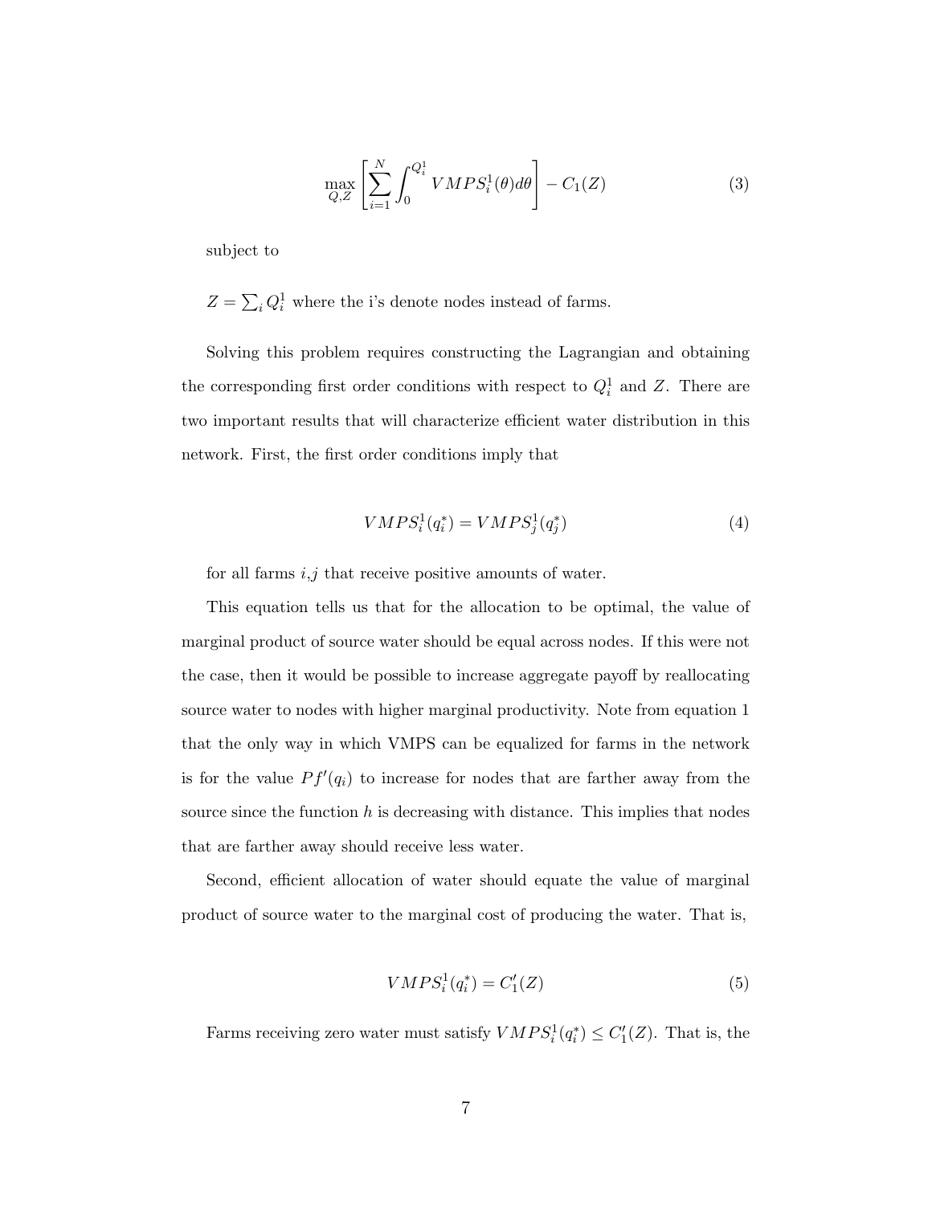$$\max_{Q,Z} \left[ \sum_{i=1}^{N} \int_{0}^{Q_i^1} VMPS_i^1(\theta) d\theta \right] - C_1(Z) \tag{3}$$

subject to

$Z = \sum_i Q_i^1$ where the i's denote nodes instead of farms.

Solving this problem requires constructing the Lagrangian and obtaining the corresponding first order conditions with respect to $Q_i^1$ and $Z$. There are two important results that will characterize efficient water distribution in this network. First, the first order conditions imply that

$$VMPS_i^1(q_i^*) = VMPS_j^1(q_j^*) \tag{4}$$

for all farms $i$,$j$ that receive positive amounts of water.

This equation tells us that for the allocation to be optimal, the value of marginal product of source water should be equal across nodes. If this were not the case, then it would be possible to increase aggregate payoff by reallocating source water to nodes with higher marginal productivity. Note from equation 1 that the only way in which VMPS can be equalized for farms in the network is for the value $Pf'(q_i)$ to increase for nodes that are farther away from the source since the function $h$ is decreasing with distance. This implies that nodes that are farther away should receive less water.

Second, efficient allocation of water should equate the value of marginal product of source water to the marginal cost of producing the water. That is,

$$VMPS_i^1(q_i^*) = C_1'(Z) \tag{5}$$

Farms receiving zero water must satisfy $VMPS_i^1(q_i^*) \leq C_1'(Z)$. That is, the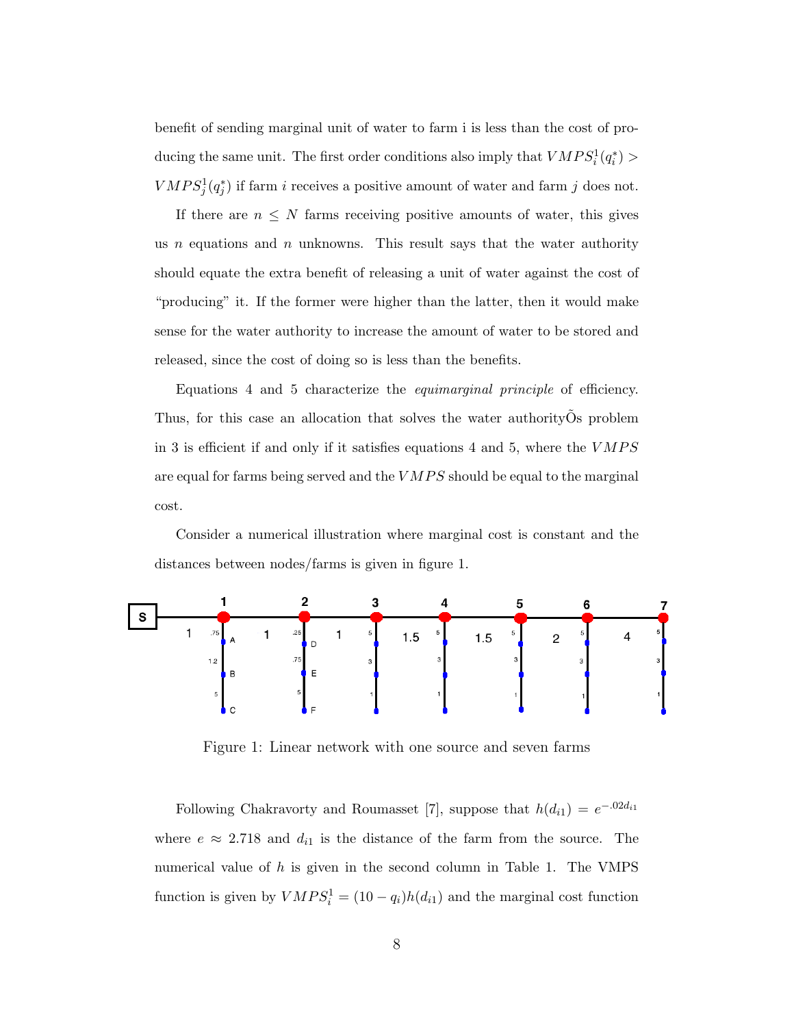benefit of sending marginal unit of water to farm i is less than the cost of producing the same unit. The first order conditions also imply that $VMPS_i^1(q_i^*) > VMPS_j^1(q_j^*)$ if farm $i$ receives a positive amount of water and farm $j$ does not.

If there are $n \leq N$ farms receiving positive amounts of water, this gives us $n$ equations and $n$ unknowns. This result says that the water authority should equate the extra benefit of releasing a unit of water against the cost of "producing" it. If the former were higher than the latter, then it would make sense for the water authority to increase the amount of water to be stored and released, since the cost of doing so is less than the benefits.

Equations 4 and 5 characterize the *equimarginal principle* of efficiency. Thus, for this case an allocation that solves the water authorityÕs problem in 3 is efficient if and only if it satisfies equations 4 and 5, where the $VMPS$ are equal for farms being served and the $VMPS$ should be equal to the marginal cost.

Consider a numerical illustration where marginal cost is constant and the distances between nodes/farms is given in figure 1.

Figure 1: Linear network with one source and seven farms

Following Chakravorty and Roumasset [7], suppose that $h(d_{i1}) = e^{-.02d_{i1}}$ where $e \approx 2.718$ and $d_{i1}$ is the distance of the farm from the source. The numerical value of $h$ is given in the second column in Table 1. The VMPS function is given by $VMPS_i^1 = (10 - q_i)h(d_{i1})$ and the marginal cost function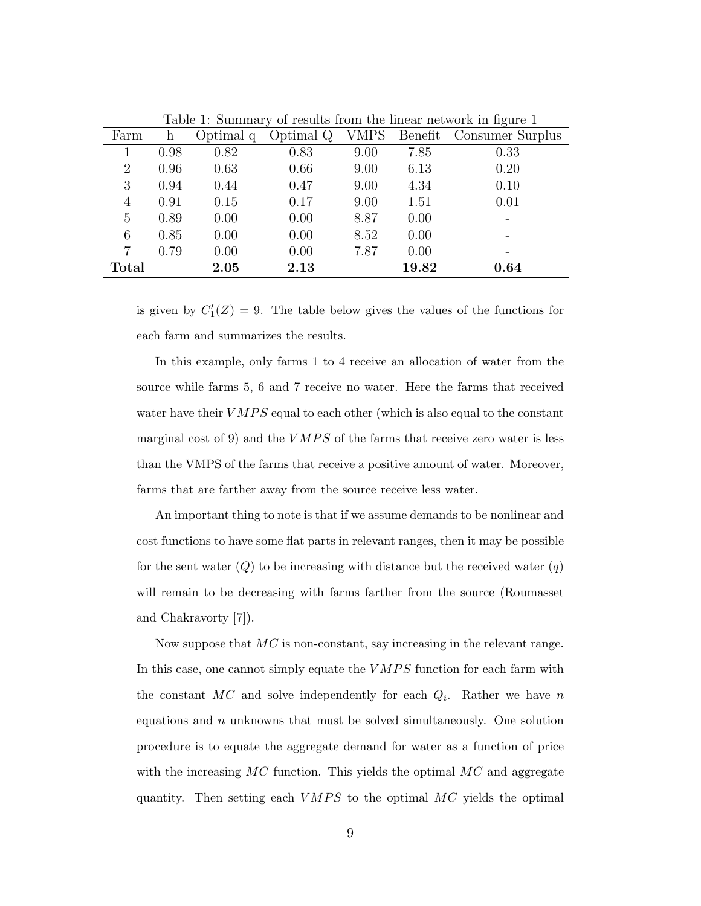Table 1: Summary of results from the linear network in figure 1

| Farm | h | Optimal q | Optimal Q | VMPS | Benefit | Consumer Surplus |
|---|---|---|---|---|---|---|
| 1 | 0.98 | 0.82 | 0.83 | 9.00 | 7.85 | 0.33 |
| 2 | 0.96 | 0.63 | 0.66 | 9.00 | 6.13 | 0.20 |
| 3 | 0.94 | 0.44 | 0.47 | 9.00 | 4.34 | 0.10 |
| 4 | 0.91 | 0.15 | 0.17 | 9.00 | 1.51 | 0.01 |
| 5 | 0.89 | 0.00 | 0.00 | 8.87 | 0.00 | - |
| 6 | 0.85 | 0.00 | 0.00 | 8.52 | 0.00 | - |
| 7 | 0.79 | 0.00 | 0.00 | 7.87 | 0.00 | - |
| **Total** | | **2.05** | **2.13** | | **19.82** | **0.64** |

is given by $C_1'(Z) = 9$. The table below gives the values of the functions for each farm and summarizes the results.

In this example, only farms 1 to 4 receive an allocation of water from the source while farms 5, 6 and 7 receive no water. Here the farms that received water have their $VMPS$ equal to each other (which is also equal to the constant marginal cost of 9) and the $VMPS$ of the farms that receive zero water is less than the VMPS of the farms that receive a positive amount of water. Moreover, farms that are farther away from the source receive less water.

An important thing to note is that if we assume demands to be nonlinear and cost functions to have some flat parts in relevant ranges, then it may be possible for the sent water ($Q$) to be increasing with distance but the received water ($q$) will remain to be decreasing with farms farther from the source (Roumasset and Chakravorty [7]).

Now suppose that $MC$ is non-constant, say increasing in the relevant range. In this case, one cannot simply equate the $VMPS$ function for each farm with the constant $MC$ and solve independently for each $Q_i$. Rather we have $n$ equations and $n$ unknowns that must be solved simultaneously. One solution procedure is to equate the aggregate demand for water as a function of price with the increasing $MC$ function. This yields the optimal $MC$ and aggregate quantity. Then setting each $VMPS$ to the optimal $MC$ yields the optimal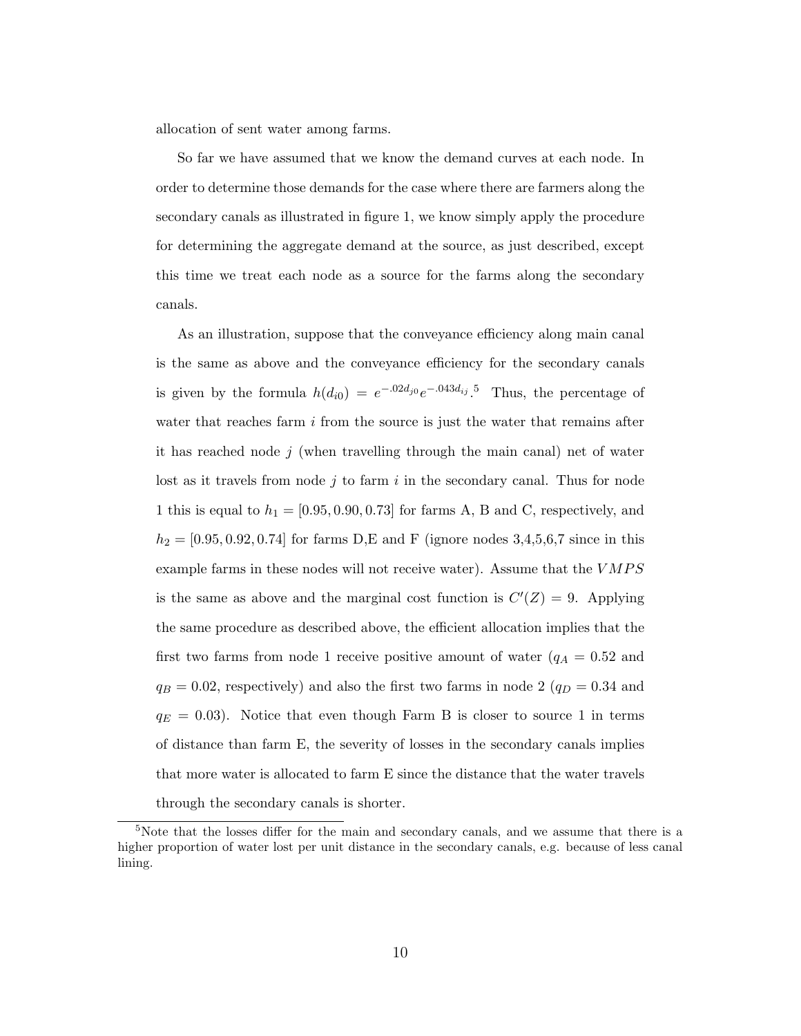allocation of sent water among farms.

So far we have assumed that we know the demand curves at each node. In order to determine those demands for the case where there are farmers along the secondary canals as illustrated in figure 1, we know simply apply the procedure for determining the aggregate demand at the source, as just described, except this time we treat each node as a source for the farms along the secondary canals.

As an illustration, suppose that the conveyance efficiency along main canal is the same as above and the conveyance efficiency for the secondary canals is given by the formula $h(d_{i0}) = e^{-.02d_{j0}}e^{-.043d_{ij}}$.[5] Thus, the percentage of water that reaches farm $i$ from the source is just the water that remains after it has reached node $j$ (when travelling through the main canal) net of water lost as it travels from node $j$ to farm $i$ in the secondary canal. Thus for node 1 this is equal to $h_1 = [0.95, 0.90, 0.73]$ for farms A, B and C, respectively, and $h_2 = [0.95, 0.92, 0.74]$ for farms D,E and F (ignore nodes 3,4,5,6,7 since in this example farms in these nodes will not receive water). Assume that the $VMPS$ is the same as above and the marginal cost function is $C'(Z) = 9$. Applying the same procedure as described above, the efficient allocation implies that the first two farms from node 1 receive positive amount of water ($q_A = 0.52$ and $q_B = 0.02$, respectively) and also the first two farms in node 2 ($q_D = 0.34$ and $q_E = 0.03$). Notice that even though Farm B is closer to source 1 in terms of distance than farm E, the severity of losses in the secondary canals implies that more water is allocated to farm E since the distance that the water travels through the secondary canals is shorter.

[5] Note that the losses differ for the main and secondary canals, and we assume that there is a higher proportion of water lost per unit distance in the secondary canals, e.g. because of less canal lining.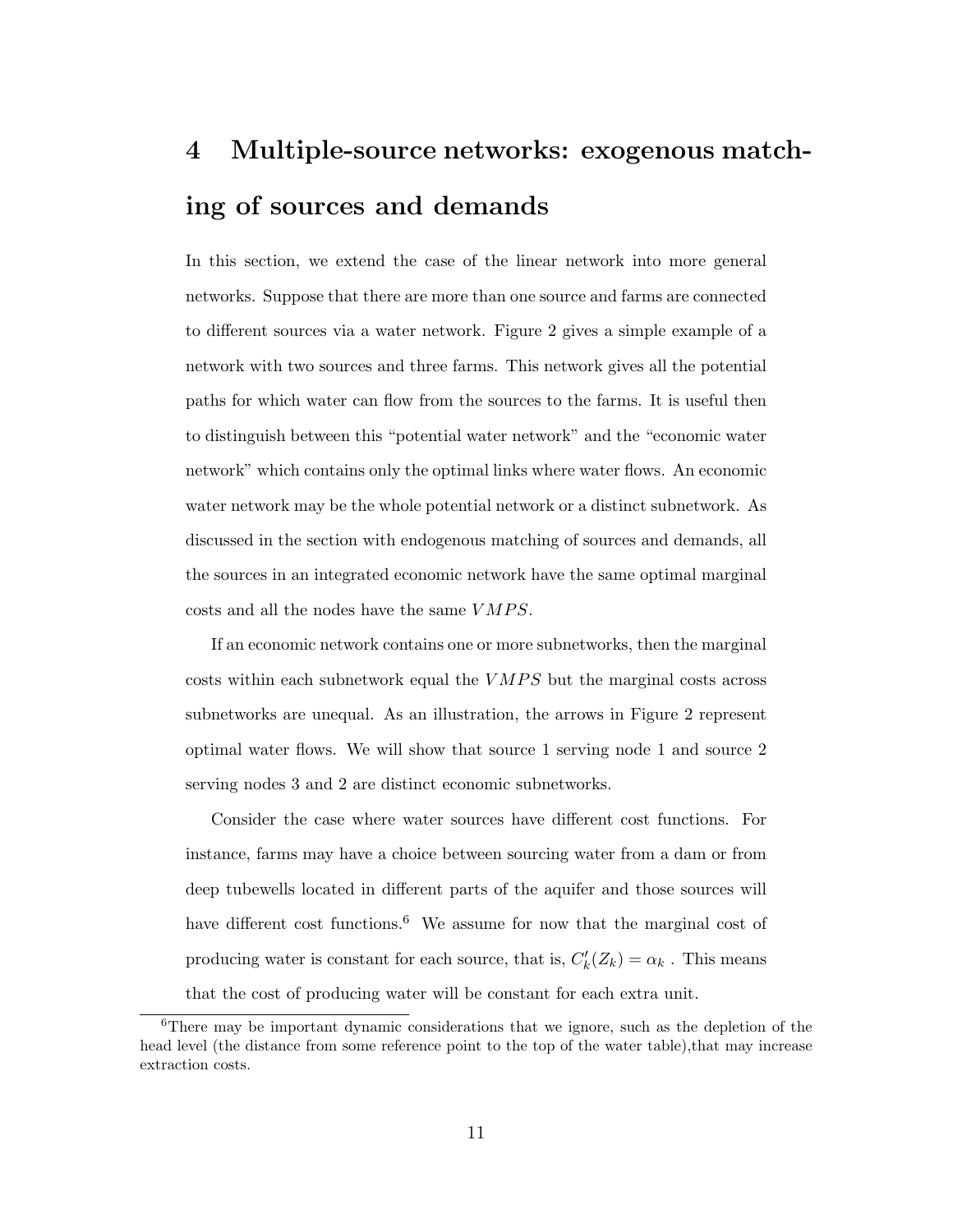# 4 Multiple-source networks: exogenous matching of sources and demands

In this section, we extend the case of the linear network into more general networks. Suppose that there are more than one source and farms are connected to different sources via a water network. Figure 2 gives a simple example of a network with two sources and three farms. This network gives all the potential paths for which water can flow from the sources to the farms. It is useful then to distinguish between this "potential water network" and the "economic water network" which contains only the optimal links where water flows. An economic water network may be the whole potential network or a distinct subnetwork. As discussed in the section with endogenous matching of sources and demands, all the sources in an integrated economic network have the same optimal marginal costs and all the nodes have the same $VMPS$.

If an economic network contains one or more subnetworks, then the marginal costs within each subnetwork equal the $VMPS$ but the marginal costs across subnetworks are unequal. As an illustration, the arrows in Figure 2 represent optimal water flows. We will show that source 1 serving node 1 and source 2 serving nodes 3 and 2 are distinct economic subnetworks.

Consider the case where water sources have different cost functions. For instance, farms may have a choice between sourcing water from a dam or from deep tubewells located in different parts of the aquifer and those sources will have different cost functions.[6] We assume for now that the marginal cost of producing water is constant for each source, that is, $C_k'(Z_k) = \alpha_k$ . This means that the cost of producing water will be constant for each extra unit.

[6] There may be important dynamic considerations that we ignore, such as the depletion of the head level (the distance from some reference point to the top of the water table),that may increase extraction costs.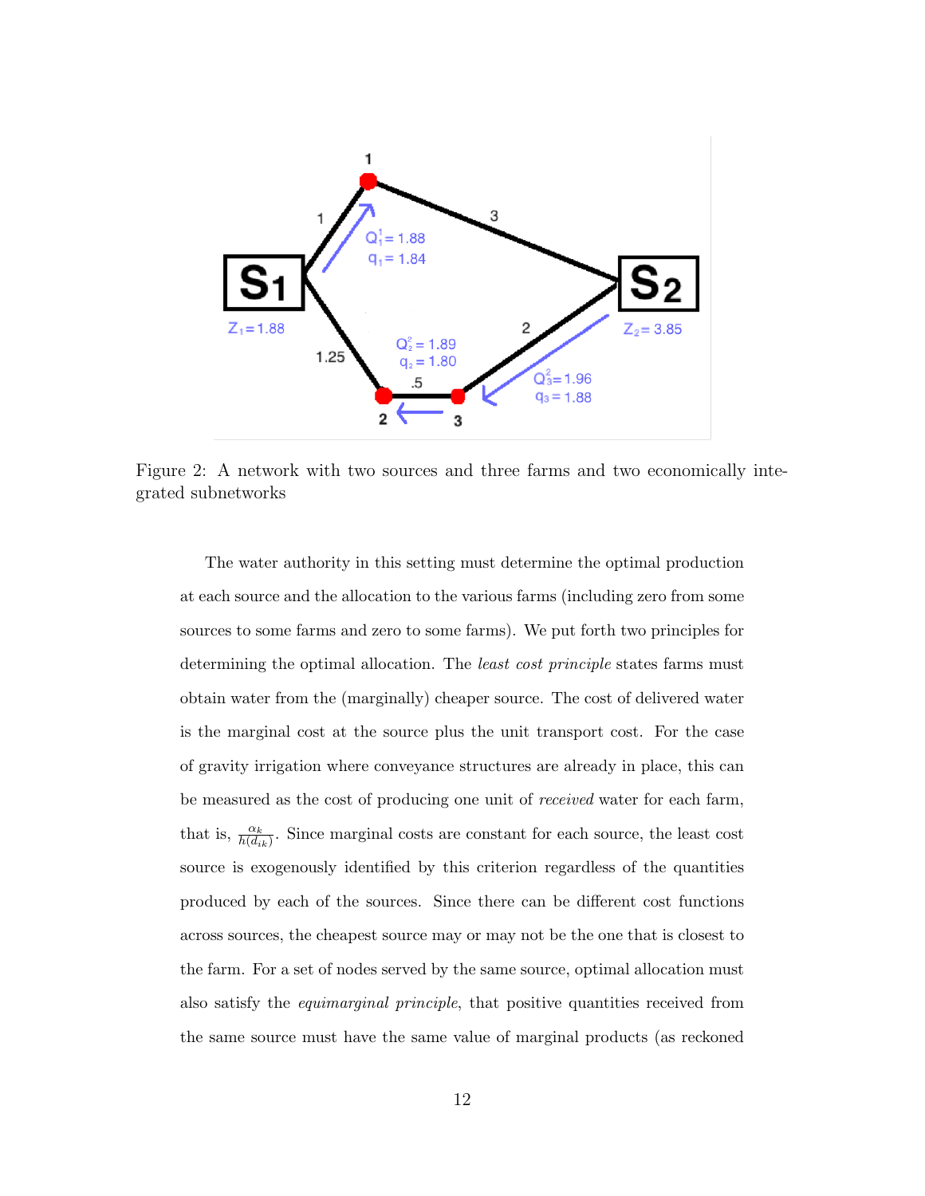Figure 2: A network with two sources and three farms and two economically integrated subnetworks

The water authority in this setting must determine the optimal production at each source and the allocation to the various farms (including zero from some sources to some farms and zero to some farms). We put forth two principles for determining the optimal allocation. The *least cost principle* states farms must obtain water from the (marginally) cheaper source. The cost of delivered water is the marginal cost at the source plus the unit transport cost. For the case of gravity irrigation where conveyance structures are already in place, this can be measured as the cost of producing one unit of *received* water for each farm, that is, $\frac{\alpha_k}{h(d_{ik})}$. Since marginal costs are constant for each source, the least cost source is exogenously identified by this criterion regardless of the quantities produced by each of the sources. Since there can be different cost functions across sources, the cheapest source may or may not be the one that is closest to the farm. For a set of nodes served by the same source, optimal allocation must also satisfy the *equimarginal principle*, that positive quantities received from the same source must have the same value of marginal products (as reckoned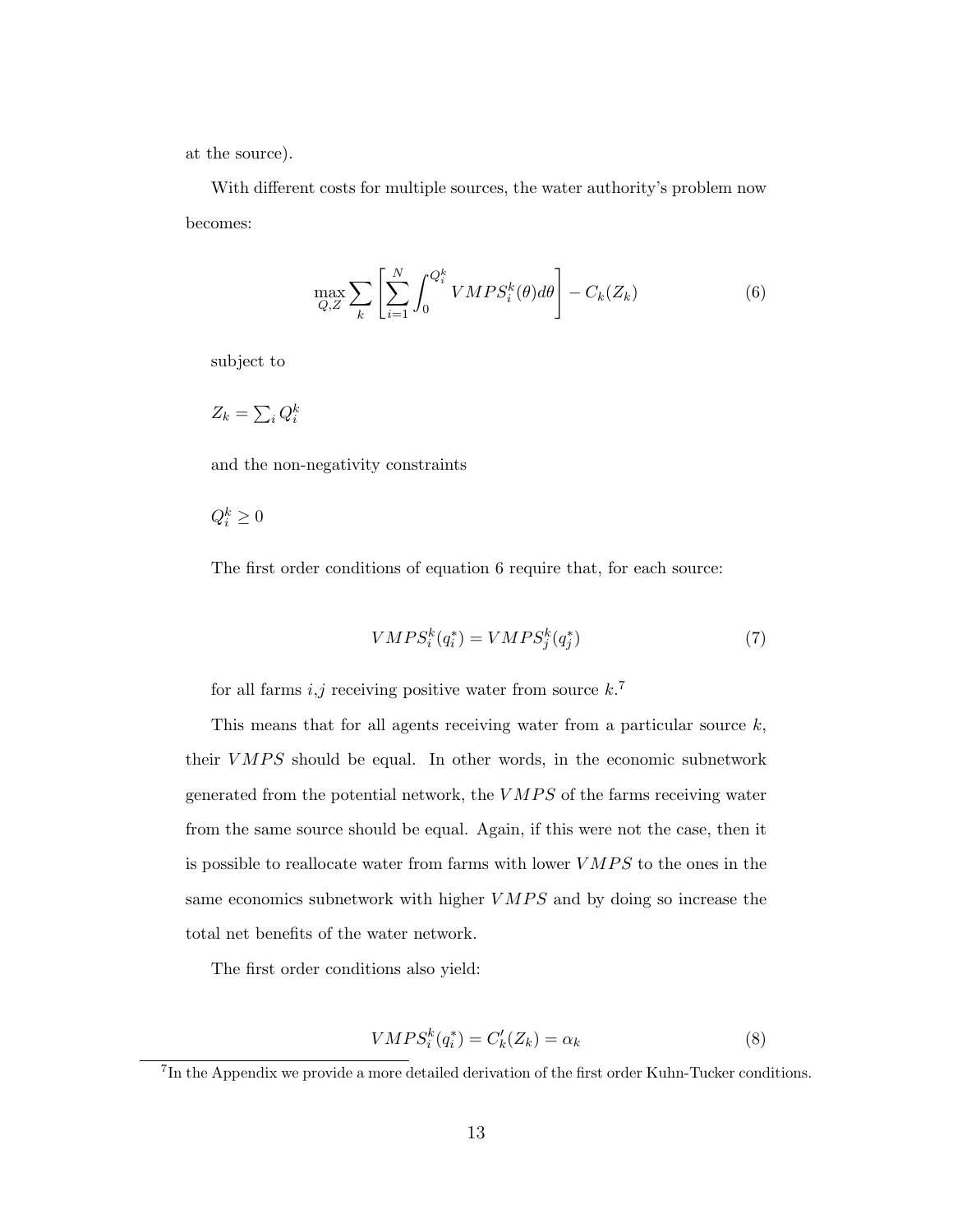at the source).

With different costs for multiple sources, the water authority's problem now becomes:

$$\max_{Q,Z} \sum_k \left[ \sum_{i=1}^{N} \int_0^{Q_i^k} VMPS_i^k(\theta) d\theta \right] - C_k(Z_k) \tag{6}$$

subject to

$Z_k = \sum_i Q_i^k$

and the non-negativity constraints

$Q_i^k \geq 0$

The first order conditions of equation 6 require that, for each source:

$$VMPS_i^k(q_i^*) = VMPS_j^k(q_j^*) \tag{7}$$

for all farms $i$,$j$ receiving positive water from source $k$.[7]

This means that for all agents receiving water from a particular source $k$, their $VMPS$ should be equal. In other words, in the economic subnetwork generated from the potential network, the $VMPS$ of the farms receiving water from the same source should be equal. Again, if this were not the case, then it is possible to reallocate water from farms with lower $VMPS$ to the ones in the same economics subnetwork with higher $VMPS$ and by doing so increase the total net benefits of the water network.

The first order conditions also yield:

$$VMPS_i^k(q_i^*) = C_k'(Z_k) = \alpha_k \tag{8}$$

[7] In the Appendix we provide a more detailed derivation of the first order Kuhn-Tucker conditions.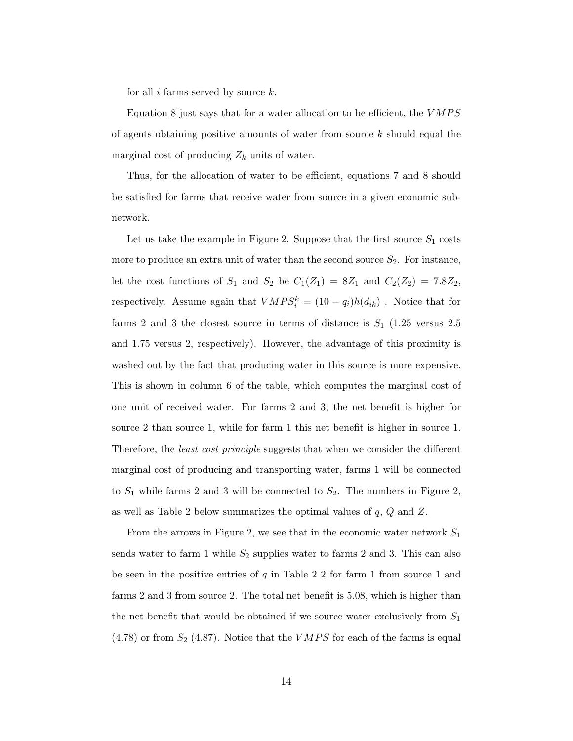for all $i$ farms served by source $k$.

Equation 8 just says that for a water allocation to be efficient, the $VMPS$ of agents obtaining positive amounts of water from source $k$ should equal the marginal cost of producing $Z_k$ units of water.

Thus, for the allocation of water to be efficient, equations 7 and 8 should be satisfied for farms that receive water from source in a given economic sub-network.

Let us take the example in Figure 2. Suppose that the first source $S_1$ costs more to produce an extra unit of water than the second source $S_2$. For instance, let the cost functions of $S_1$ and $S_2$ be $C_1(Z_1) = 8Z_1$ and $C_2(Z_2) = 7.8Z_2$, respectively. Assume again that $VMPS_i^k = (10 - q_i)h(d_{ik})$ . Notice that for farms 2 and 3 the closest source in terms of distance is $S_1$ (1.25 versus 2.5 and 1.75 versus 2, respectively). However, the advantage of this proximity is washed out by the fact that producing water in this source is more expensive. This is shown in column 6 of the table, which computes the marginal cost of one unit of received water. For farms 2 and 3, the net benefit is higher for source 2 than source 1, while for farm 1 this net benefit is higher in source 1. Therefore, the *least cost principle* suggests that when we consider the different marginal cost of producing and transporting water, farms 1 will be connected to $S_1$ while farms 2 and 3 will be connected to $S_2$. The numbers in Figure 2, as well as Table 2 below summarizes the optimal values of $q$, $Q$ and $Z$.

From the arrows in Figure 2, we see that in the economic water network $S_1$ sends water to farm 1 while $S_2$ supplies water to farms 2 and 3. This can also be seen in the positive entries of $q$ in Table 2 2 for farm 1 from source 1 and farms 2 and 3 from source 2. The total net benefit is 5.08, which is higher than the net benefit that would be obtained if we source water exclusively from $S_1$ (4.78) or from $S_2$ (4.87). Notice that the $VMPS$ for each of the farms is equal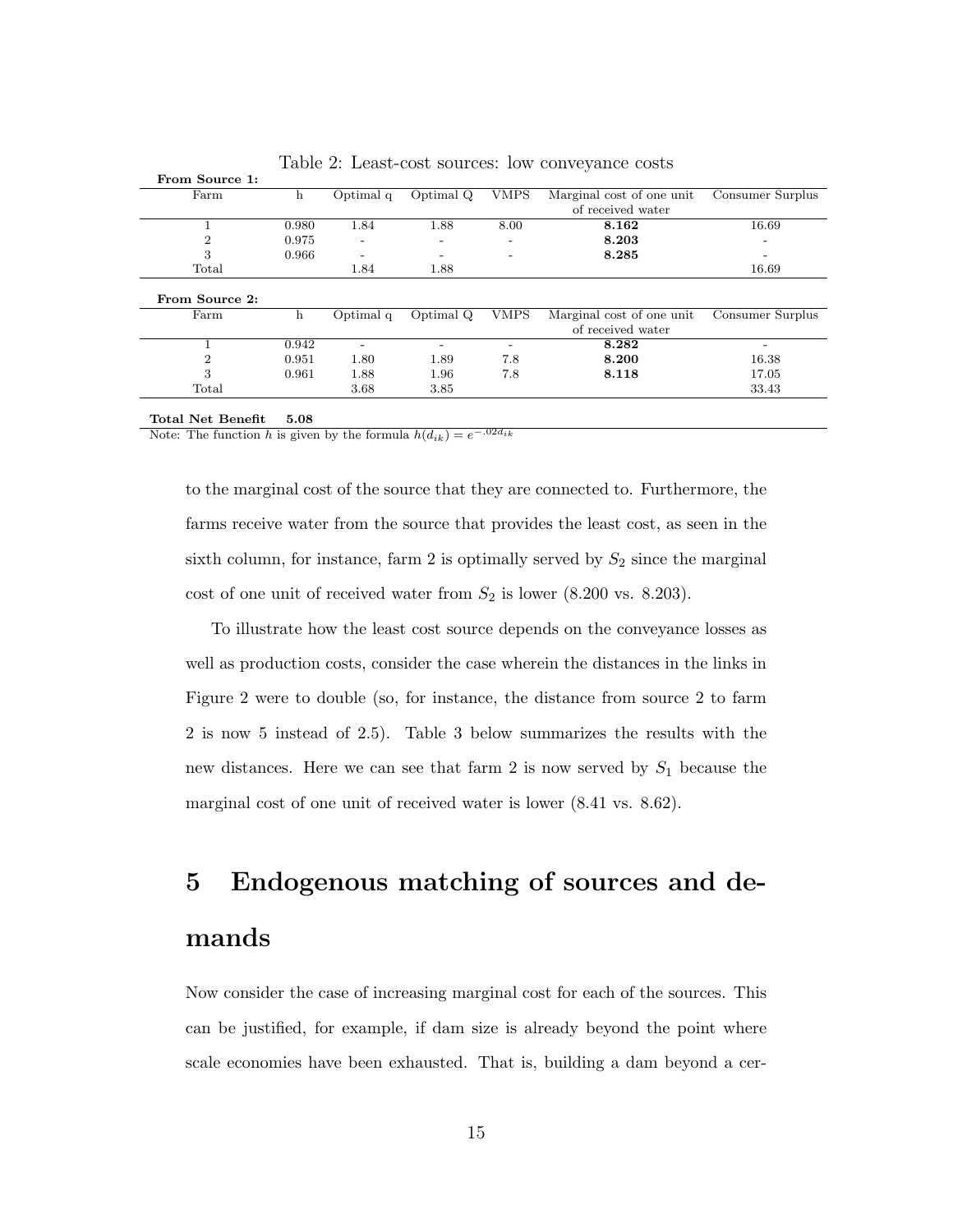Table 2: Least-cost sources: low conveyance costs

**From Source 1:**

| Farm | h | Optimal q | Optimal Q | VMPS | Marginal cost of one unit of received water | Consumer Surplus |
|---|---|---|---|---|---|---|
| 1 | 0.980 | 1.84 | 1.88 | 8.00 | **8.162** | 16.69 |
| 2 | 0.975 | - | - | - | **8.203** | - |
| 3 | 0.966 | - | - | - | **8.285** | - |
| Total | | 1.84 | 1.88 | | | 16.69 |

**From Source 2:**

| Farm | h | Optimal q | Optimal Q | VMPS | Marginal cost of one unit of received water | Consumer Surplus |
|---|---|---|---|---|---|---|
| 1 | 0.942 | - | - | - | **8.282** | - |
| 2 | 0.951 | 1.80 | 1.89 | 7.8 | **8.200** | 16.38 |
| 3 | 0.961 | 1.88 | 1.96 | 7.8 | **8.118** | 17.05 |
| Total | | 3.68 | 3.85 | | | 33.43 |

**Total Net Benefit** **5.08**

Note: The function $h$ is given by the formula $h(d_{ik}) = e^{-.02d_{ik}}$

to the marginal cost of the source that they are connected to. Furthermore, the farms receive water from the source that provides the least cost, as seen in the sixth column, for instance, farm 2 is optimally served by $S_2$ since the marginal cost of one unit of received water from $S_2$ is lower (8.200 vs. 8.203).

To illustrate how the least cost source depends on the conveyance losses as well as production costs, consider the case wherein the distances in the links in Figure 2 were to double (so, for instance, the distance from source 2 to farm 2 is now 5 instead of 2.5). Table 3 below summarizes the results with the new distances. Here we can see that farm 2 is now served by $S_1$ because the marginal cost of one unit of received water is lower (8.41 vs. 8.62).

# 5 Endogenous matching of sources and demands

Now consider the case of increasing marginal cost for each of the sources. This can be justified, for example, if dam size is already beyond the point where scale economies have been exhausted. That is, building a dam beyond a cer-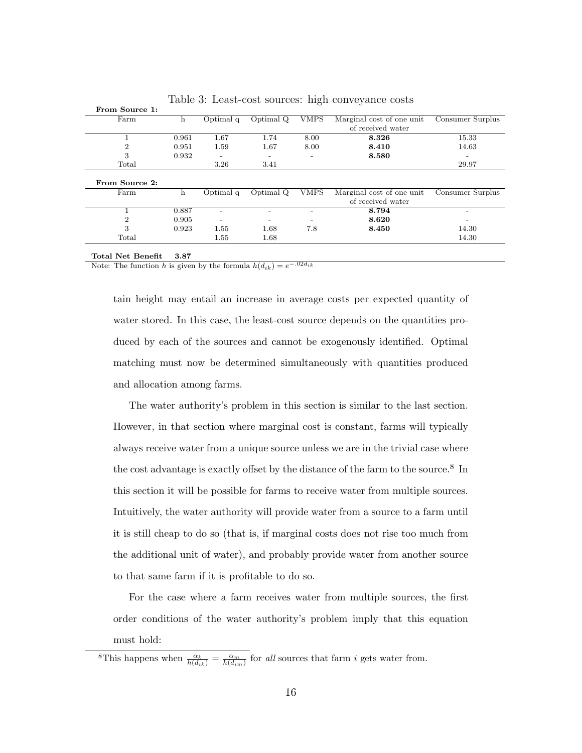Table 3: Least-cost sources: high conveyance costs

**From Source 1:**

| Farm | h | Optimal q | Optimal Q | VMPS | Marginal cost of one unit of received water | Consumer Surplus |
|---|---|---|---|---|---|---|
| 1 | 0.961 | 1.67 | 1.74 | 8.00 | **8.326** | 15.33 |
| 2 | 0.951 | 1.59 | 1.67 | 8.00 | **8.410** | 14.63 |
| 3 | 0.932 | - | - | - | **8.580** | - |
| Total | | 3.26 | 3.41 | | | 29.97 |

**From Source 2:**

| Farm | h | Optimal q | Optimal Q | VMPS | Marginal cost of one unit of received water | Consumer Surplus |
|---|---|---|---|---|---|---|
| 1 | 0.887 | - | - | - | **8.794** | - |
| 2 | 0.905 | - | - | - | **8.620** | - |
| 3 | 0.923 | 1.55 | 1.68 | 7.8 | **8.450** | 14.30 |
| Total | | 1.55 | 1.68 | | | 14.30 |

**Total Net Benefit** **3.87**

Note: The function $h$ is given by the formula $h(d_{ik}) = e^{-.02d_{ik}}$

tain height may entail an increase in average costs per expected quantity of water stored. In this case, the least-cost source depends on the quantities produced by each of the sources and cannot be exogenously identified. Optimal matching must now be determined simultaneously with quantities produced and allocation among farms.

The water authority's problem in this section is similar to the last section. However, in that section where marginal cost is constant, farms will typically always receive water from a unique source unless we are in the trivial case where the cost advantage is exactly offset by the distance of the farm to the source.[8] In this section it will be possible for farms to receive water from multiple sources. Intuitively, the water authority will provide water from a source to a farm until it is still cheap to do so (that is, if marginal costs does not rise too much from the additional unit of water), and probably provide water from another source to that same farm if it is profitable to do so.

For the case where a farm receives water from multiple sources, the first order conditions of the water authority's problem imply that this equation must hold:

[8]This happens when $\frac{\alpha_k}{h(d_{ik})} = \frac{\alpha_m}{h(d_{im})}$ for *all* sources that farm $i$ gets water from.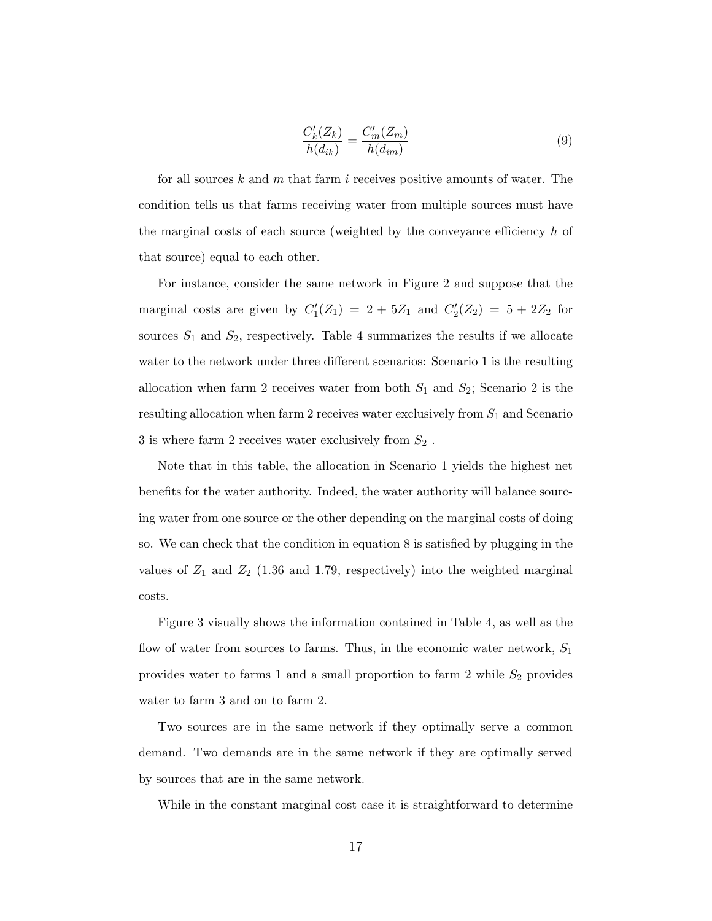$$\frac{C_k'(Z_k)}{h(d_{ik})} = \frac{C_m'(Z_m)}{h(d_{im})} \tag{9}$$

for all sources $k$ and $m$ that farm $i$ receives positive amounts of water. The condition tells us that farms receiving water from multiple sources must have the marginal costs of each source (weighted by the conveyance efficiency $h$ of that source) equal to each other.

For instance, consider the same network in Figure 2 and suppose that the marginal costs are given by $C_1'(Z_1) = 2 + 5Z_1$ and $C_2'(Z_2) = 5 + 2Z_2$ for sources $S_1$ and $S_2$, respectively. Table 4 summarizes the results if we allocate water to the network under three different scenarios: Scenario 1 is the resulting allocation when farm 2 receives water from both $S_1$ and $S_2$; Scenario 2 is the resulting allocation when farm 2 receives water exclusively from $S_1$ and Scenario 3 is where farm 2 receives water exclusively from $S_2$ .

Note that in this table, the allocation in Scenario 1 yields the highest net benefits for the water authority. Indeed, the water authority will balance sourcing water from one source or the other depending on the marginal costs of doing so. We can check that the condition in equation 8 is satisfied by plugging in the values of $Z_1$ and $Z_2$ (1.36 and 1.79, respectively) into the weighted marginal costs.

Figure 3 visually shows the information contained in Table 4, as well as the flow of water from sources to farms. Thus, in the economic water network, $S_1$ provides water to farms 1 and a small proportion to farm 2 while $S_2$ provides water to farm 3 and on to farm 2.

Two sources are in the same network if they optimally serve a common demand. Two demands are in the same network if they are optimally served by sources that are in the same network.

While in the constant marginal cost case it is straightforward to determine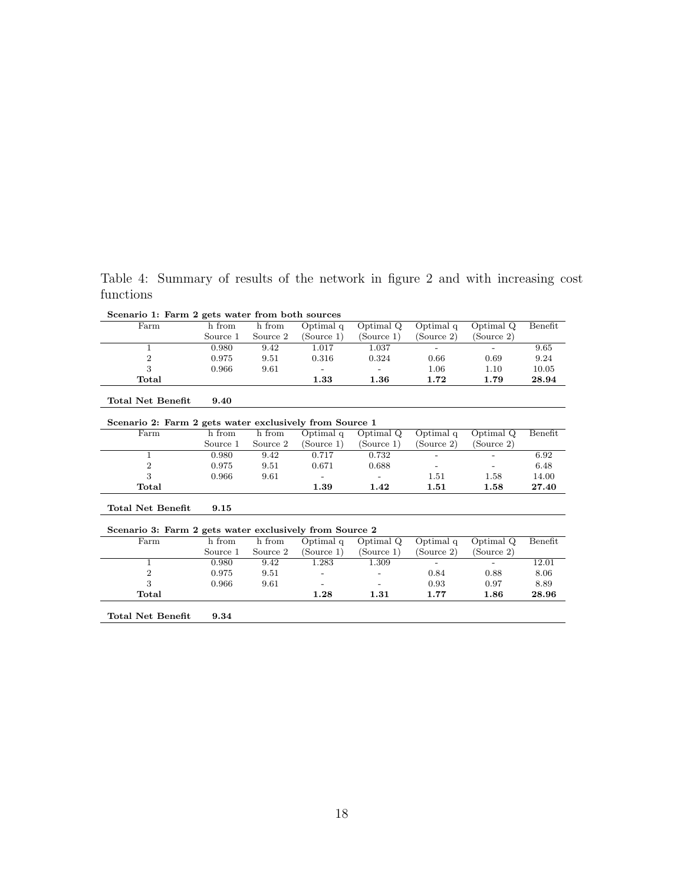Table 4: Summary of results of the network in figure 2 and with increasing cost functions

**Scenario 1: Farm 2 gets water from both sources**

| Farm | h from Source 1 | h from Source 2 | Optimal q (Source 1) | Optimal Q (Source 1) | Optimal q (Source 2) | Optimal Q (Source 2) | Benefit |
|---|---|---|---|---|---|---|---|
| 1 | 0.980 | 9.42 | 1.017 | 1.037 | - | - | 9.65 |
| 2 | 0.975 | 9.51 | 0.316 | 0.324 | 0.66 | 0.69 | 9.24 |
| 3 | 0.966 | 9.61 | - | - | 1.06 | 1.10 | 10.05 |
| **Total** | | | **1.33** | **1.36** | **1.72** | **1.79** | **28.94** |

**Total Net Benefit** **9.40**

**Scenario 2: Farm 2 gets water exclusively from Source 1**

| Farm | h from Source 1 | h from Source 2 | Optimal q (Source 1) | Optimal Q (Source 1) | Optimal q (Source 2) | Optimal Q (Source 2) | Benefit |
|---|---|---|---|---|---|---|---|
| 1 | 0.980 | 9.42 | 0.717 | 0.732 | - | - | 6.92 |
| 2 | 0.975 | 9.51 | 0.671 | 0.688 | - | - | 6.48 |
| 3 | 0.966 | 9.61 | - | - | 1.51 | 1.58 | 14.00 |
| **Total** | | | **1.39** | **1.42** | **1.51** | **1.58** | **27.40** |

**Total Net Benefit** **9.15**

**Scenario 3: Farm 2 gets water exclusively from Source 2**

| Farm | h from Source 1 | h from Source 2 | Optimal q (Source 1) | Optimal Q (Source 1) | Optimal q (Source 2) | Optimal Q (Source 2) | Benefit |
|---|---|---|---|---|---|---|---|
| 1 | 0.980 | 9.42 | 1.283 | 1.309 | - | - | 12.01 |
| 2 | 0.975 | 9.51 | - | - | 0.84 | 0.88 | 8.06 |
| 3 | 0.966 | 9.61 | - | - | 0.93 | 0.97 | 8.89 |
| **Total** | | | **1.28** | **1.31** | **1.77** | **1.86** | **28.96** |

**Total Net Benefit** **9.34**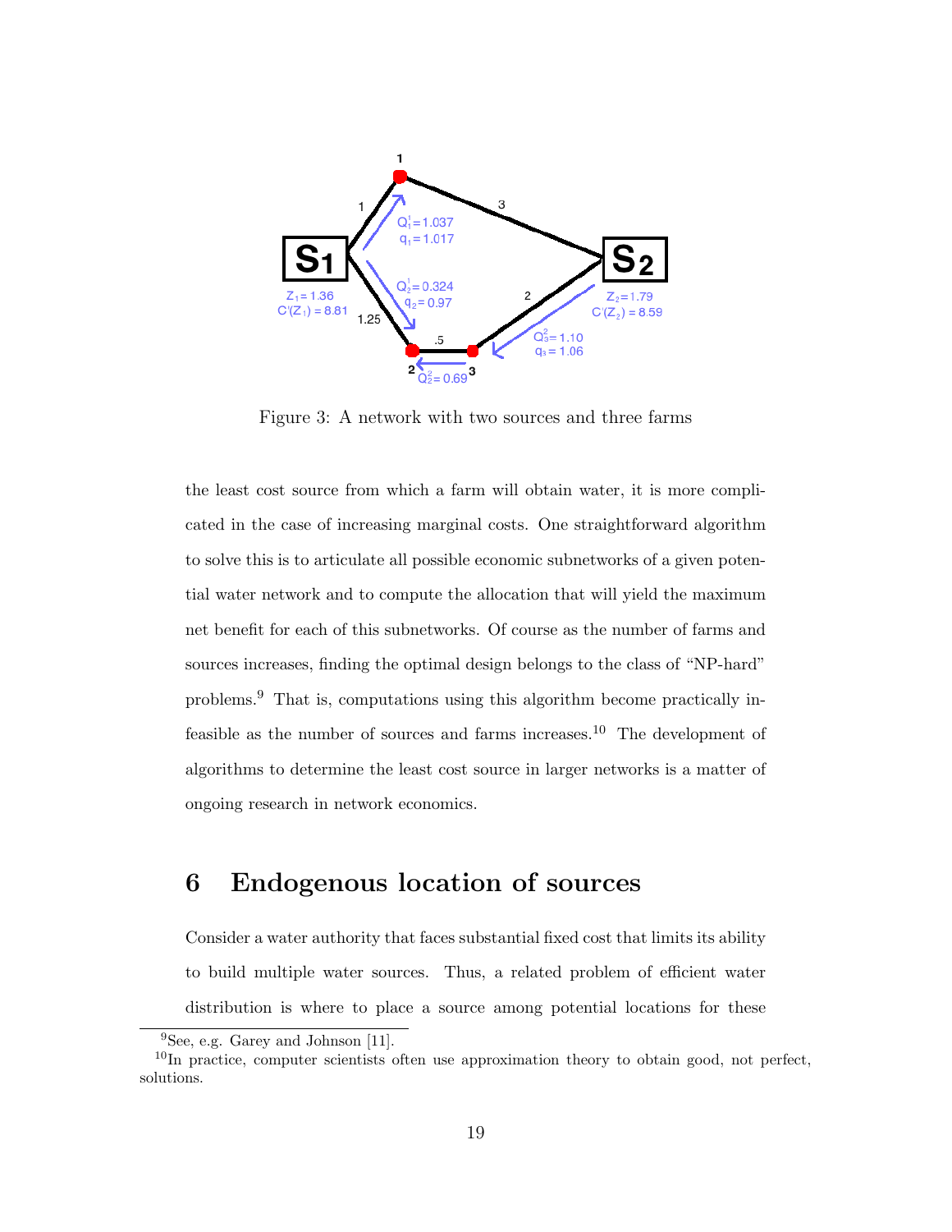Figure 3: A network with two sources and three farms

the least cost source from which a farm will obtain water, it is more complicated in the case of increasing marginal costs. One straightforward algorithm to solve this is to articulate all possible economic subnetworks of a given potential water network and to compute the allocation that will yield the maximum net benefit for each of this subnetworks. Of course as the number of farms and sources increases, finding the optimal design belongs to the class of "NP-hard" problems.[9] That is, computations using this algorithm become practically infeasible as the number of sources and farms increases.[10] The development of algorithms to determine the least cost source in larger networks is a matter of ongoing research in network economics.

# 6 Endogenous location of sources

Consider a water authority that faces substantial fixed cost that limits its ability to build multiple water sources. Thus, a related problem of efficient water distribution is where to place a source among potential locations for these

[9] See, e.g. Garey and Johnson [11].

[10] In practice, computer scientists often use approximation theory to obtain good, not perfect, solutions.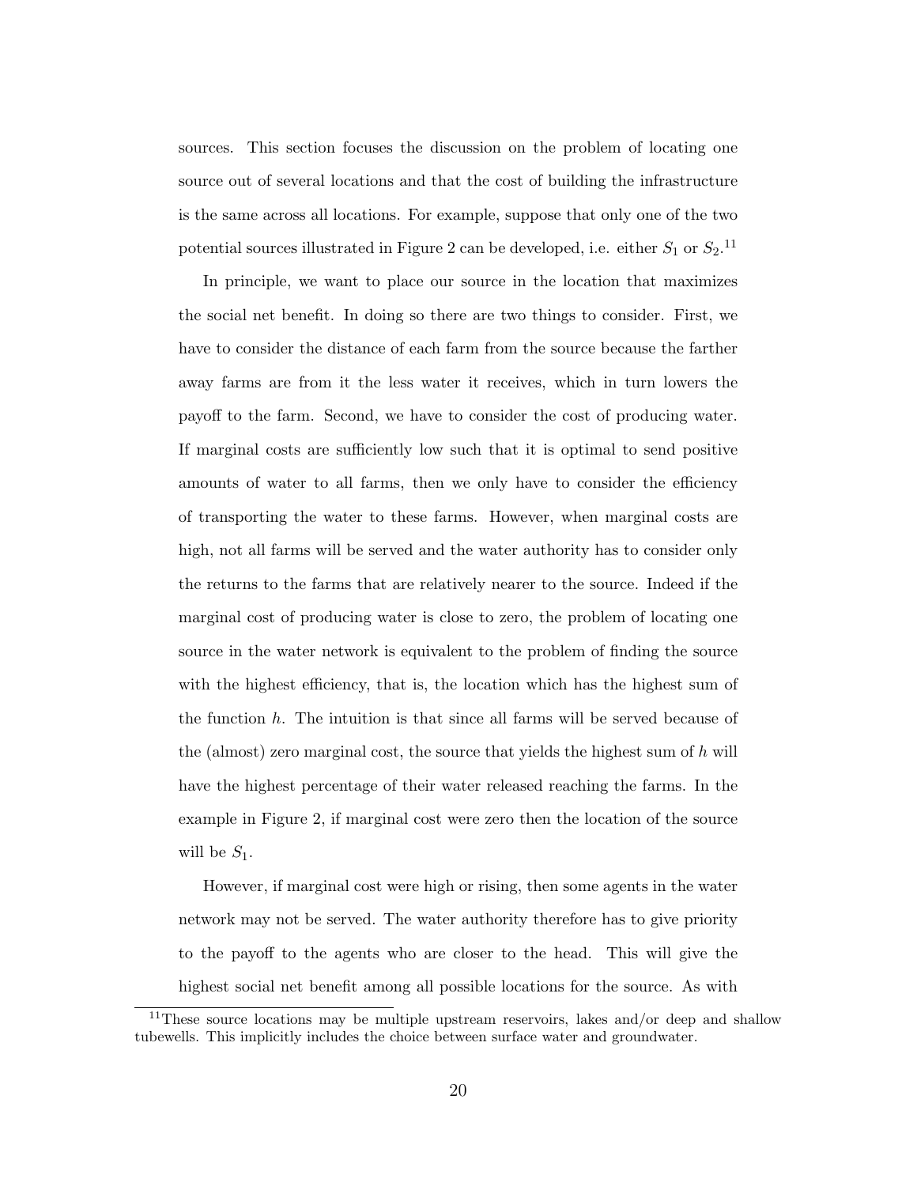sources. This section focuses the discussion on the problem of locating one source out of several locations and that the cost of building the infrastructure is the same across all locations. For example, suppose that only one of the two potential sources illustrated in Figure 2 can be developed, i.e. either $S_1$ or $S_2$.[11]

In principle, we want to place our source in the location that maximizes the social net benefit. In doing so there are two things to consider. First, we have to consider the distance of each farm from the source because the farther away farms are from it the less water it receives, which in turn lowers the payoff to the farm. Second, we have to consider the cost of producing water. If marginal costs are sufficiently low such that it is optimal to send positive amounts of water to all farms, then we only have to consider the efficiency of transporting the water to these farms. However, when marginal costs are high, not all farms will be served and the water authority has to consider only the returns to the farms that are relatively nearer to the source. Indeed if the marginal cost of producing water is close to zero, the problem of locating one source in the water network is equivalent to the problem of finding the source with the highest efficiency, that is, the location which has the highest sum of the function $h$. The intuition is that since all farms will be served because of the (almost) zero marginal cost, the source that yields the highest sum of $h$ will have the highest percentage of their water released reaching the farms. In the example in Figure 2, if marginal cost were zero then the location of the source will be $S_1$.

However, if marginal cost were high or rising, then some agents in the water network may not be served. The water authority therefore has to give priority to the payoff to the agents who are closer to the head. This will give the highest social net benefit among all possible locations for the source. As with

[11]These source locations may be multiple upstream reservoirs, lakes and/or deep and shallow tubewells. This implicitly includes the choice between surface water and groundwater.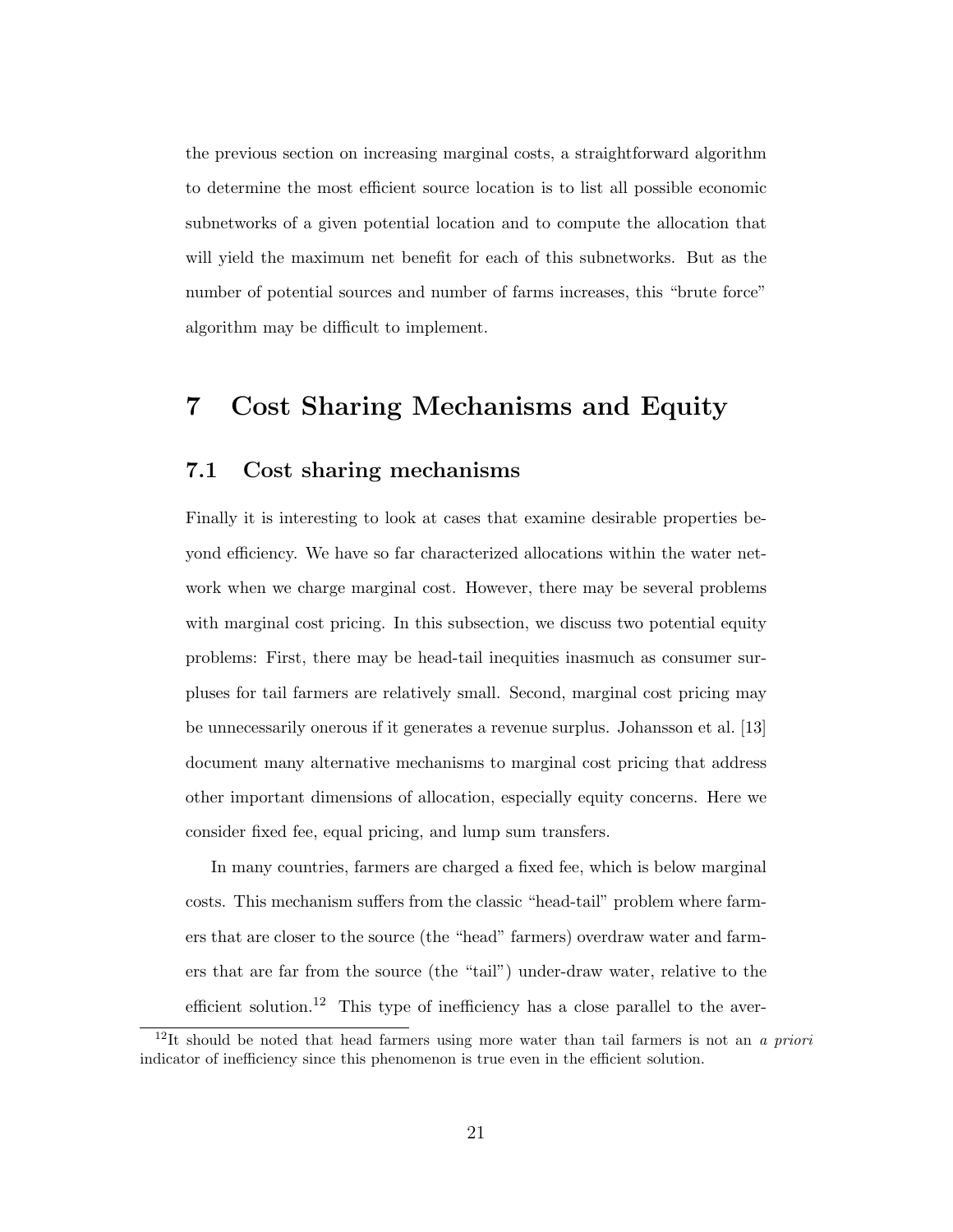the previous section on increasing marginal costs, a straightforward algorithm to determine the most efficient source location is to list all possible economic subnetworks of a given potential location and to compute the allocation that will yield the maximum net benefit for each of this subnetworks. But as the number of potential sources and number of farms increases, this "brute force" algorithm may be difficult to implement.

# 7 Cost Sharing Mechanisms and Equity

## 7.1 Cost sharing mechanisms

Finally it is interesting to look at cases that examine desirable properties beyond efficiency. We have so far characterized allocations within the water network when we charge marginal cost. However, there may be several problems with marginal cost pricing. In this subsection, we discuss two potential equity problems: First, there may be head-tail inequities inasmuch as consumer surpluses for tail farmers are relatively small. Second, marginal cost pricing may be unnecessarily onerous if it generates a revenue surplus. Johansson et al. [13] document many alternative mechanisms to marginal cost pricing that address other important dimensions of allocation, especially equity concerns. Here we consider fixed fee, equal pricing, and lump sum transfers.

In many countries, farmers are charged a fixed fee, which is below marginal costs. This mechanism suffers from the classic "head-tail" problem where farmers that are closer to the source (the "head" farmers) overdraw water and farmers that are far from the source (the "tail") under-draw water, relative to the efficient solution.[12] This type of inefficiency has a close parallel to the aver-

[12] It should be noted that head farmers using more water than tail farmers is not an *a priori* indicator of inefficiency since this phenomenon is true even in the efficient solution.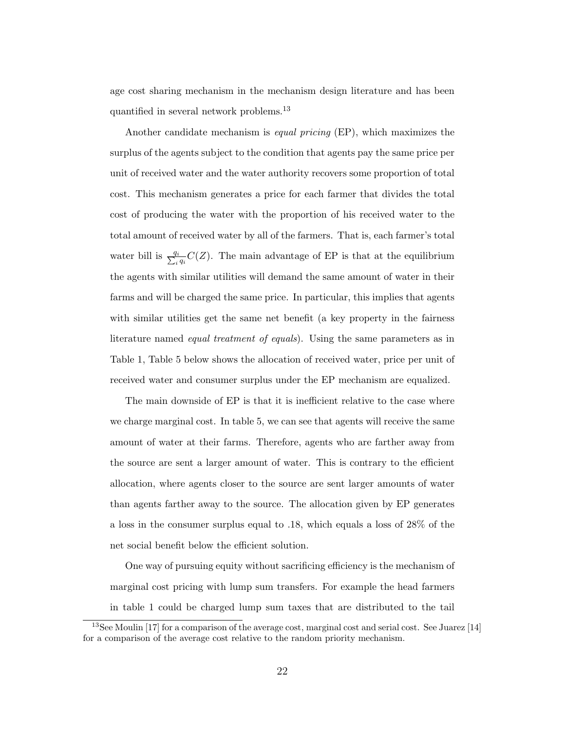age cost sharing mechanism in the mechanism design literature and has been quantified in several network problems.[13]

Another candidate mechanism is *equal pricing* (EP), which maximizes the surplus of the agents subject to the condition that agents pay the same price per unit of received water and the water authority recovers some proportion of total cost. This mechanism generates a price for each farmer that divides the total cost of producing the water with the proportion of his received water to the total amount of received water by all of the farmers. That is, each farmer's total water bill is $\frac{q_i}{\sum_i q_i} C(Z)$. The main advantage of EP is that at the equilibrium the agents with similar utilities will demand the same amount of water in their farms and will be charged the same price. In particular, this implies that agents with similar utilities get the same net benefit (a key property in the fairness literature named *equal treatment of equals*). Using the same parameters as in Table 1, Table 5 below shows the allocation of received water, price per unit of received water and consumer surplus under the EP mechanism are equalized.

The main downside of EP is that it is inefficient relative to the case where we charge marginal cost. In table 5, we can see that agents will receive the same amount of water at their farms. Therefore, agents who are farther away from the source are sent a larger amount of water. This is contrary to the efficient allocation, where agents closer to the source are sent larger amounts of water than agents farther away to the source. The allocation given by EP generates a loss in the consumer surplus equal to .18, which equals a loss of 28% of the net social benefit below the efficient solution.

One way of pursuing equity without sacrificing efficiency is the mechanism of marginal cost pricing with lump sum transfers. For example the head farmers in table 1 could be charged lump sum taxes that are distributed to the tail

[13] See Moulin [17] for a comparison of the average cost, marginal cost and serial cost. See Juarez [14] for a comparison of the average cost relative to the random priority mechanism.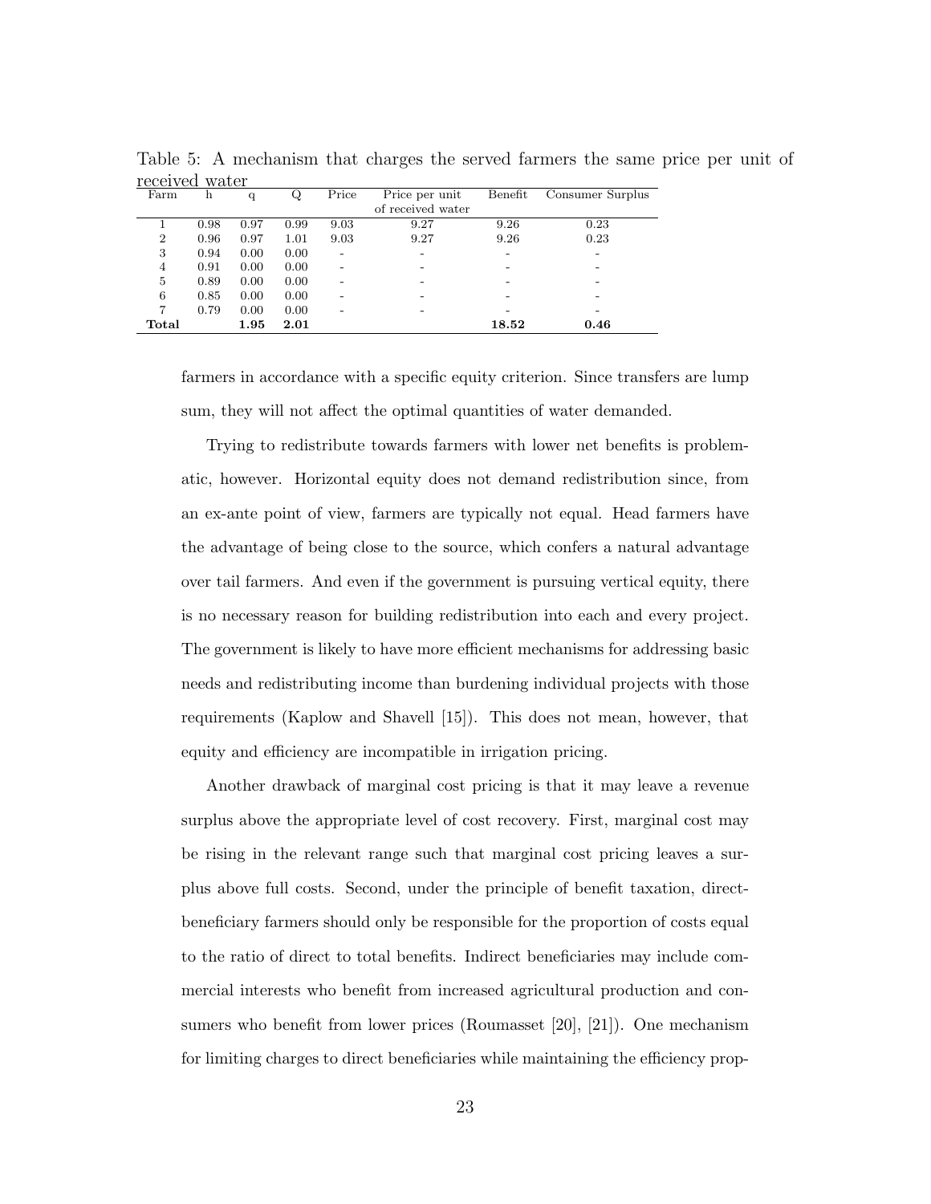Table 5: A mechanism that charges the served farmers the same price per unit of received water

| Farm | h | q | Q | Price | Price per unit of received water | Benefit | Consumer Surplus |
|---|---|---|---|---|---|---|---|
| 1 | 0.98 | 0.97 | 0.99 | 9.03 | 9.27 | 9.26 | 0.23 |
| 2 | 0.96 | 0.97 | 1.01 | 9.03 | 9.27 | 9.26 | 0.23 |
| 3 | 0.94 | 0.00 | 0.00 | - | - | - | - |
| 4 | 0.91 | 0.00 | 0.00 | - | - | - | - |
| 5 | 0.89 | 0.00 | 0.00 | - | - | - | - |
| 6 | 0.85 | 0.00 | 0.00 | - | - | - | - |
| 7 | 0.79 | 0.00 | 0.00 | - | - | - | - |
| **Total** | | **1.95** | **2.01** | | | **18.52** | **0.46** |

farmers in accordance with a specific equity criterion. Since transfers are lump sum, they will not affect the optimal quantities of water demanded.

Trying to redistribute towards farmers with lower net benefits is problematic, however. Horizontal equity does not demand redistribution since, from an ex-ante point of view, farmers are typically not equal. Head farmers have the advantage of being close to the source, which confers a natural advantage over tail farmers. And even if the government is pursuing vertical equity, there is no necessary reason for building redistribution into each and every project. The government is likely to have more efficient mechanisms for addressing basic needs and redistributing income than burdening individual projects with those requirements (Kaplow and Shavell [15]). This does not mean, however, that equity and efficiency are incompatible in irrigation pricing.

Another drawback of marginal cost pricing is that it may leave a revenue surplus above the appropriate level of cost recovery. First, marginal cost may be rising in the relevant range such that marginal cost pricing leaves a surplus above full costs. Second, under the principle of benefit taxation, direct-beneficiary farmers should only be responsible for the proportion of costs equal to the ratio of direct to total benefits. Indirect beneficiaries may include commercial interests who benefit from increased agricultural production and consumers who benefit from lower prices (Roumasset [20], [21]). One mechanism for limiting charges to direct beneficiaries while maintaining the efficiency prop-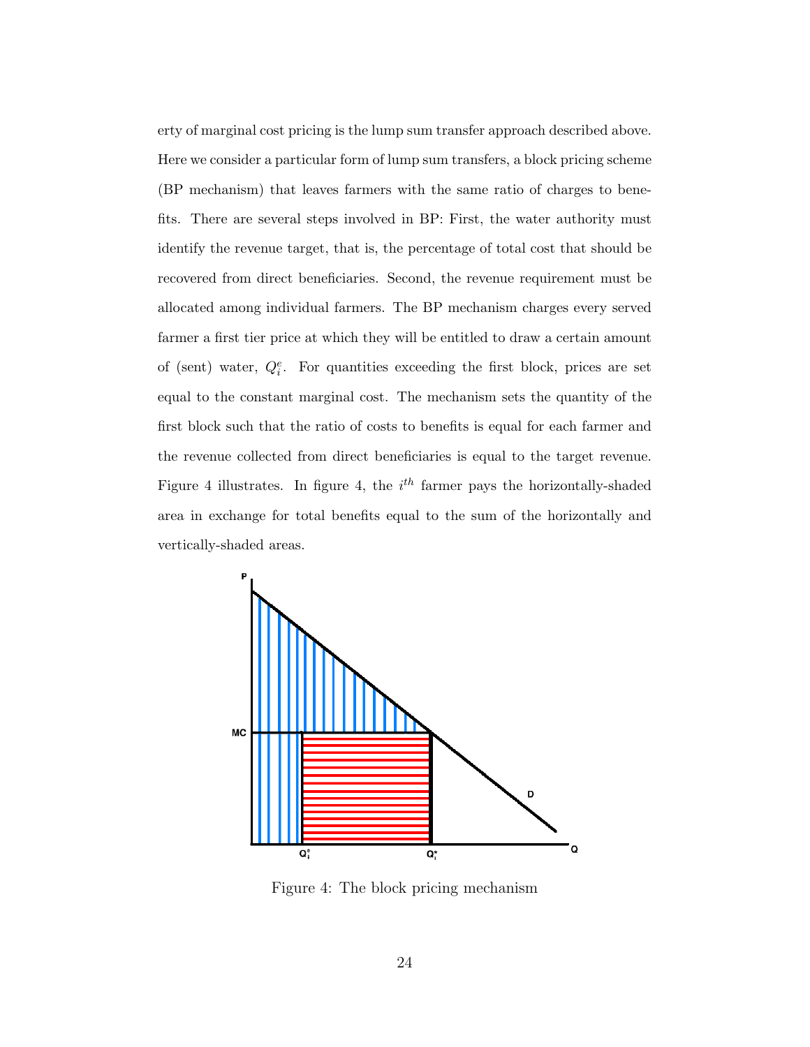erty of marginal cost pricing is the lump sum transfer approach described above. Here we consider a particular form of lump sum transfers, a block pricing scheme (BP mechanism) that leaves farmers with the same ratio of charges to benefits. There are several steps involved in BP: First, the water authority must identify the revenue target, that is, the percentage of total cost that should be recovered from direct beneficiaries. Second, the revenue requirement must be allocated among individual farmers. The BP mechanism charges every served farmer a first tier price at which they will be entitled to draw a certain amount of (sent) water, $Q_i^e$. For quantities exceeding the first block, prices are set equal to the constant marginal cost. The mechanism sets the quantity of the first block such that the ratio of costs to benefits is equal for each farmer and the revenue collected from direct beneficiaries is equal to the target revenue. Figure 4 illustrates. In figure 4, the $i^{th}$ farmer pays the horizontally-shaded area in exchange for total benefits equal to the sum of the horizontally and vertically-shaded areas.

Figure 4: The block pricing mechanism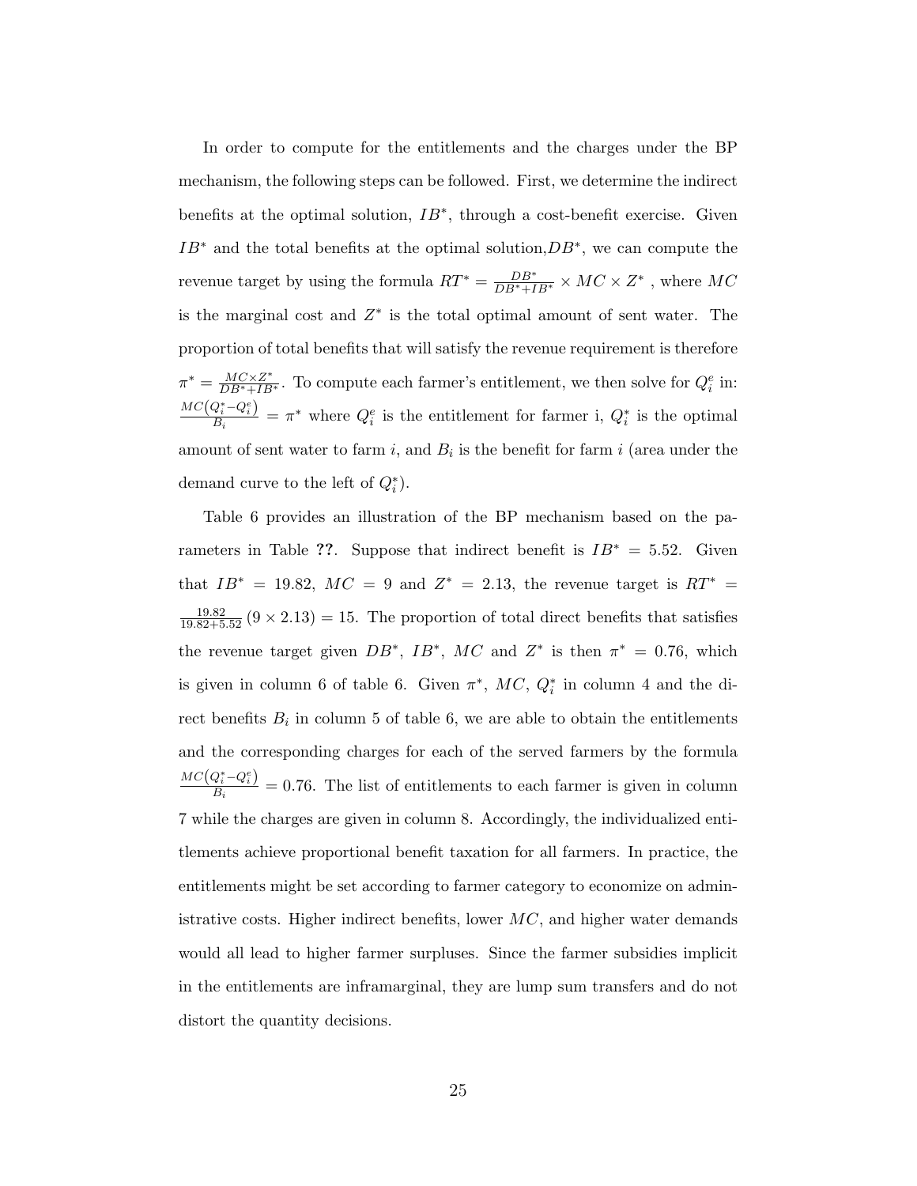In order to compute for the entitlements and the charges under the BP mechanism, the following steps can be followed. First, we determine the indirect benefits at the optimal solution, $IB^*$, through a cost-benefit exercise. Given $IB^*$ and the total benefits at the optimal solution,$DB^*$, we can compute the revenue target by using the formula $RT^* = \frac{DB^*}{DB^*+IB^*} \times MC \times Z^*$ , where $MC$ is the marginal cost and $Z^*$ is the total optimal amount of sent water. The proportion of total benefits that will satisfy the revenue requirement is therefore $\pi^* = \frac{MC \times Z^*}{DB^*+IB^*}$. To compute each farmer's entitlement, we then solve for $Q_i^e$ in: $\frac{MC\left(Q_i^*-Q_i^e\right)}{B_i} = \pi^*$ where $Q_i^e$ is the entitlement for farmer i, $Q_i^*$ is the optimal amount of sent water to farm $i$, and $B_i$ is the benefit for farm $i$ (area under the demand curve to the left of $Q_i^*$).

Table 6 provides an illustration of the BP mechanism based on the parameters in Table **??**. Suppose that indirect benefit is $IB^* = 5.52$. Given that $IB^* = 19.82$, $MC = 9$ and $Z^* = 2.13$, the revenue target is $RT^* = \frac{19.82}{19.82+5.52}\left(9 \times 2.13\right) = 15$. The proportion of total direct benefits that satisfies the revenue target given $DB^*$, $IB^*$, $MC$ and $Z^*$ is then $\pi^* = 0.76$, which is given in column 6 of table 6. Given $\pi^*$, $MC$, $Q_i^*$ in column 4 and the direct benefits $B_i$ in column 5 of table 6, we are able to obtain the entitlements and the corresponding charges for each of the served farmers by the formula $\frac{MC\left(Q_i^*-Q_i^e\right)}{B_i} = 0.76$. The list of entitlements to each farmer is given in column 7 while the charges are given in column 8. Accordingly, the individualized entitlements achieve proportional benefit taxation for all farmers. In practice, the entitlements might be set according to farmer category to economize on administrative costs. Higher indirect benefits, lower $MC$, and higher water demands would all lead to higher farmer surpluses. Since the farmer subsidies implicit in the entitlements are inframarginal, they are lump sum transfers and do not distort the quantity decisions.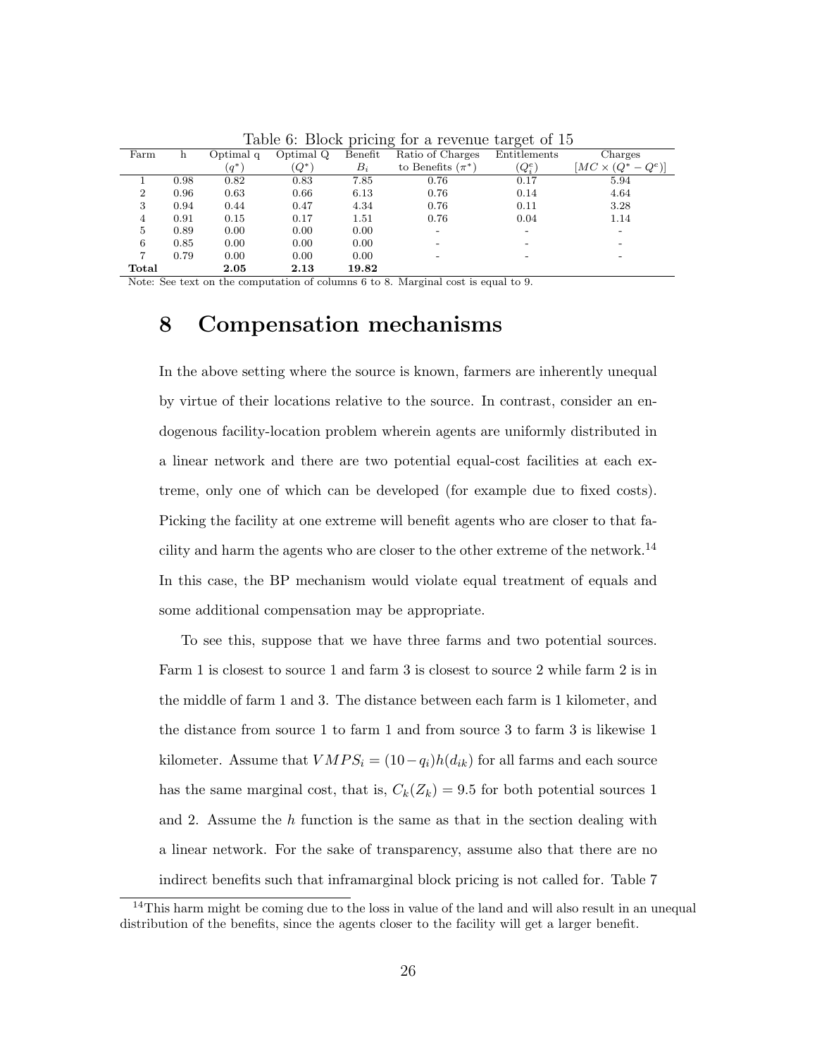Table 6: Block pricing for a revenue target of 15

| Farm | h | Optimal q ($q^*$) | Optimal Q ($Q^*$) | Benefit $B_i$ | Ratio of Charges to Benefits ($\pi^*$) | Entitlements ($Q_i^e$) | Charges $[MC \times (Q^* - Q^e)]$ |
|---|---|---|---|---|---|---|---|
| 1 | 0.98 | 0.82 | 0.83 | 7.85 | 0.76 | 0.17 | 5.94 |
| 2 | 0.96 | 0.63 | 0.66 | 6.13 | 0.76 | 0.14 | 4.64 |
| 3 | 0.94 | 0.44 | 0.47 | 4.34 | 0.76 | 0.11 | 3.28 |
| 4 | 0.91 | 0.15 | 0.17 | 1.51 | 0.76 | 0.04 | 1.14 |
| 5 | 0.89 | 0.00 | 0.00 | 0.00 | - | - | - |
| 6 | 0.85 | 0.00 | 0.00 | 0.00 | - | - | - |
| 7 | 0.79 | 0.00 | 0.00 | 0.00 | - | - | - |
| **Total** | | **2.05** | **2.13** | **19.82** | | | |

Note: See text on the computation of columns 6 to 8. Marginal cost is equal to 9.

# 8 Compensation mechanisms

In the above setting where the source is known, farmers are inherently unequal by virtue of their locations relative to the source. In contrast, consider an endogenous facility-location problem wherein agents are uniformly distributed in a linear network and there are two potential equal-cost facilities at each extreme, only one of which can be developed (for example due to fixed costs). Picking the facility at one extreme will benefit agents who are closer to that facility and harm the agents who are closer to the other extreme of the network.[14] In this case, the BP mechanism would violate equal treatment of equals and some additional compensation may be appropriate.

To see this, suppose that we have three farms and two potential sources. Farm 1 is closest to source 1 and farm 3 is closest to source 2 while farm 2 is in the middle of farm 1 and 3. The distance between each farm is 1 kilometer, and the distance from source 1 to farm 1 and from source 3 to farm 3 is likewise 1 kilometer. Assume that $VMPS_i = (10 - q_i)h(d_{ik})$ for all farms and each source has the same marginal cost, that is, $C_k(Z_k) = 9.5$ for both potential sources 1 and 2. Assume the $h$ function is the same as that in the section dealing with a linear network. For the sake of transparency, assume also that there are no indirect benefits such that inframarginal block pricing is not called for. Table 7

[14] This harm might be coming due to the loss in value of the land and will also result in an unequal distribution of the benefits, since the agents closer to the facility will get a larger benefit.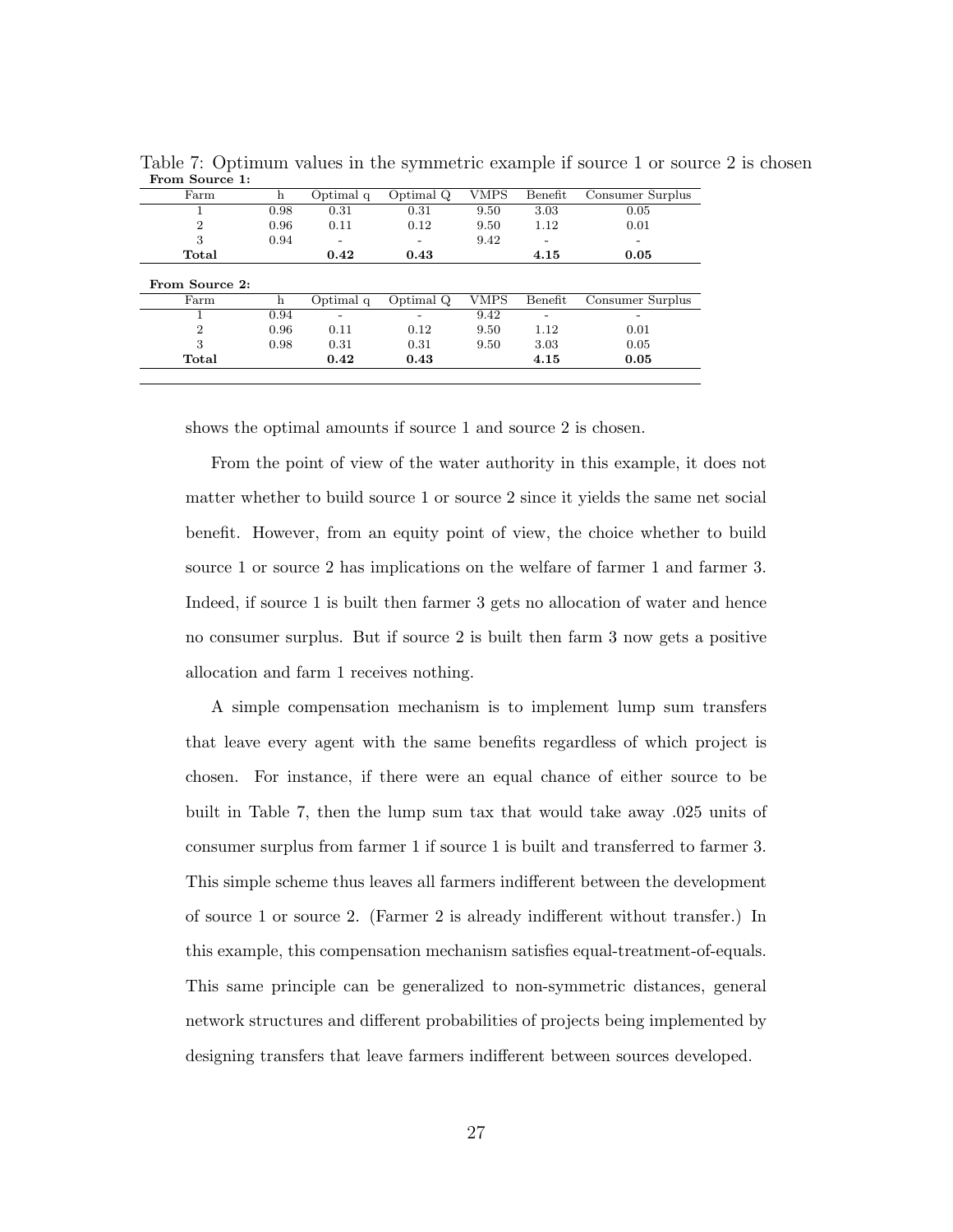Table 7: Optimum values in the symmetric example if source 1 or source 2 is chosen

**From Source 1:**

| Farm | h | Optimal q | Optimal Q | VMPS | Benefit | Consumer Surplus |
|---|---|---|---|---|---|---|
| 1 | 0.98 | 0.31 | 0.31 | 9.50 | 3.03 | 0.05 |
| 2 | 0.96 | 0.11 | 0.12 | 9.50 | 1.12 | 0.01 |
| 3 | 0.94 | - | - | 9.42 | - | - |
| **Total** | | **0.42** | **0.43** | | **4.15** | **0.05** |

**From Source 2:**

| Farm | h | Optimal q | Optimal Q | VMPS | Benefit | Consumer Surplus |
|---|---|---|---|---|---|---|
| 1 | 0.94 | - | - | 9.42 | - | - |
| 2 | 0.96 | 0.11 | 0.12 | 9.50 | 1.12 | 0.01 |
| 3 | 0.98 | 0.31 | 0.31 | 9.50 | 3.03 | 0.05 |
| **Total** | | **0.42** | **0.43** | | **4.15** | **0.05** |

shows the optimal amounts if source 1 and source 2 is chosen.

From the point of view of the water authority in this example, it does not matter whether to build source 1 or source 2 since it yields the same net social benefit. However, from an equity point of view, the choice whether to build source 1 or source 2 has implications on the welfare of farmer 1 and farmer 3. Indeed, if source 1 is built then farmer 3 gets no allocation of water and hence no consumer surplus. But if source 2 is built then farm 3 now gets a positive allocation and farm 1 receives nothing.

A simple compensation mechanism is to implement lump sum transfers that leave every agent with the same benefits regardless of which project is chosen. For instance, if there were an equal chance of either source to be built in Table 7, then the lump sum tax that would take away .025 units of consumer surplus from farmer 1 if source 1 is built and transferred to farmer 3. This simple scheme thus leaves all farmers indifferent between the development of source 1 or source 2. (Farmer 2 is already indifferent without transfer.) In this example, this compensation mechanism satisfies equal-treatment-of-equals. This same principle can be generalized to non-symmetric distances, general network structures and different probabilities of projects being implemented by designing transfers that leave farmers indifferent between sources developed.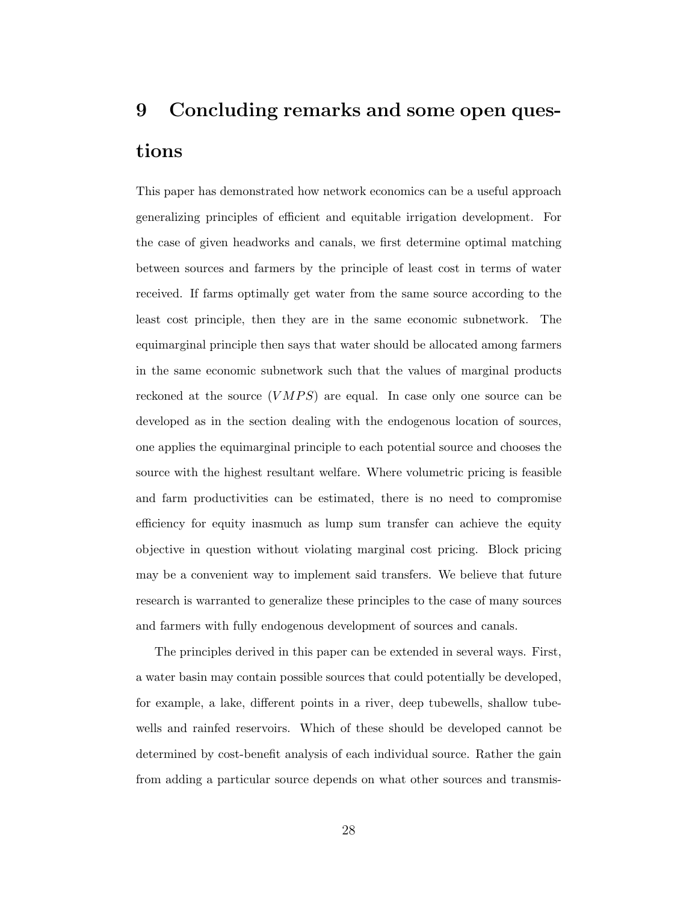# 9 Concluding remarks and some open questions

This paper has demonstrated how network economics can be a useful approach generalizing principles of efficient and equitable irrigation development. For the case of given headworks and canals, we first determine optimal matching between sources and farmers by the principle of least cost in terms of water received. If farms optimally get water from the same source according to the least cost principle, then they are in the same economic subnetwork. The equimarginal principle then says that water should be allocated among farmers in the same economic subnetwork such that the values of marginal products reckoned at the source ($VMPS$) are equal. In case only one source can be developed as in the section dealing with the endogenous location of sources, one applies the equimarginal principle to each potential source and chooses the source with the highest resultant welfare. Where volumetric pricing is feasible and farm productivities can be estimated, there is no need to compromise efficiency for equity inasmuch as lump sum transfer can achieve the equity objective in question without violating marginal cost pricing. Block pricing may be a convenient way to implement said transfers. We believe that future research is warranted to generalize these principles to the case of many sources and farmers with fully endogenous development of sources and canals.

The principles derived in this paper can be extended in several ways. First, a water basin may contain possible sources that could potentially be developed, for example, a lake, different points in a river, deep tubewells, shallow tubewells and rainfed reservoirs. Which of these should be developed cannot be determined by cost-benefit analysis of each individual source. Rather the gain from adding a particular source depends on what other sources and transmis-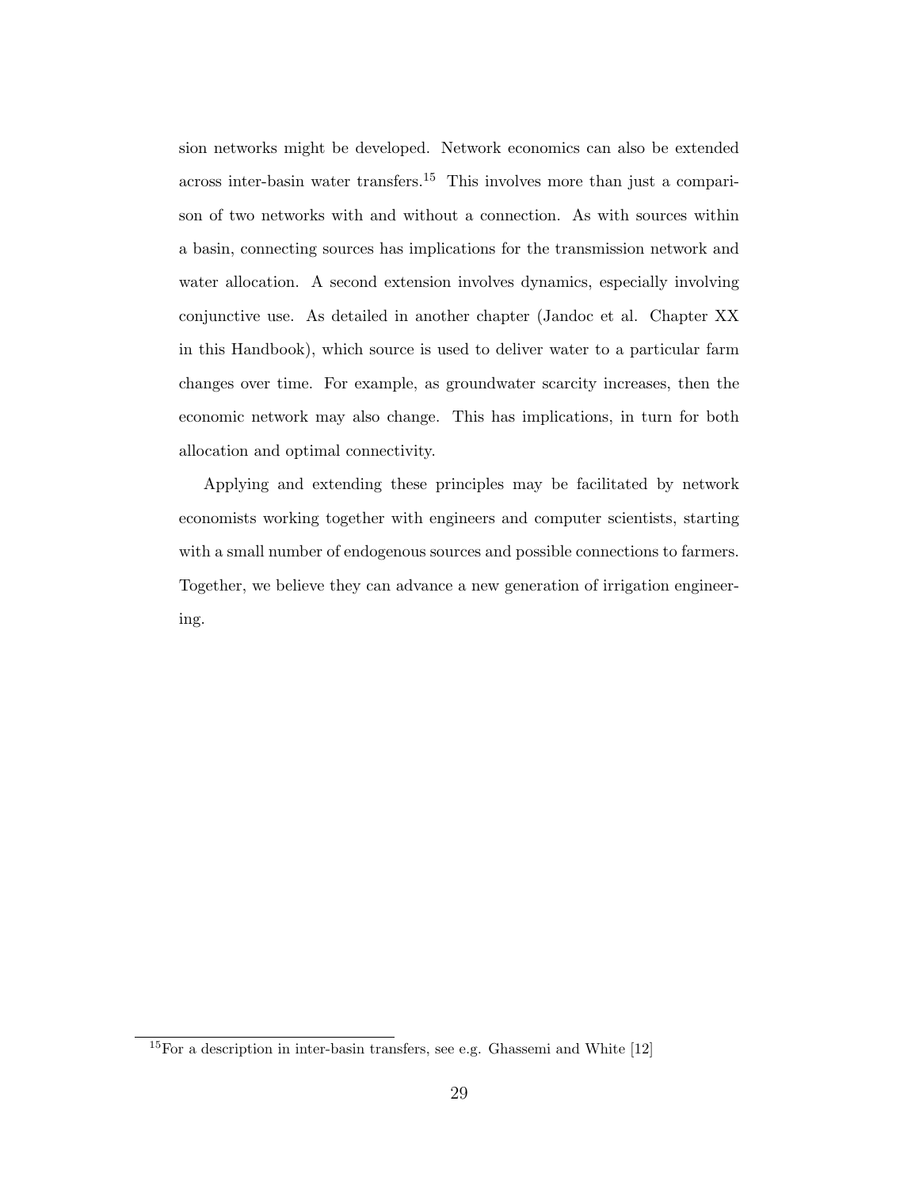sion networks might be developed. Network economics can also be extended across inter-basin water transfers.[15] This involves more than just a comparison of two networks with and without a connection. As with sources within a basin, connecting sources has implications for the transmission network and water allocation. A second extension involves dynamics, especially involving conjunctive use. As detailed in another chapter (Jandoc et al. Chapter XX in this Handbook), which source is used to deliver water to a particular farm changes over time. For example, as groundwater scarcity increases, then the economic network may also change. This has implications, in turn for both allocation and optimal connectivity.

Applying and extending these principles may be facilitated by network economists working together with engineers and computer scientists, starting with a small number of endogenous sources and possible connections to farmers. Together, we believe they can advance a new generation of irrigation engineering.

[15] For a description in inter-basin transfers, see e.g. Ghassemi and White [12]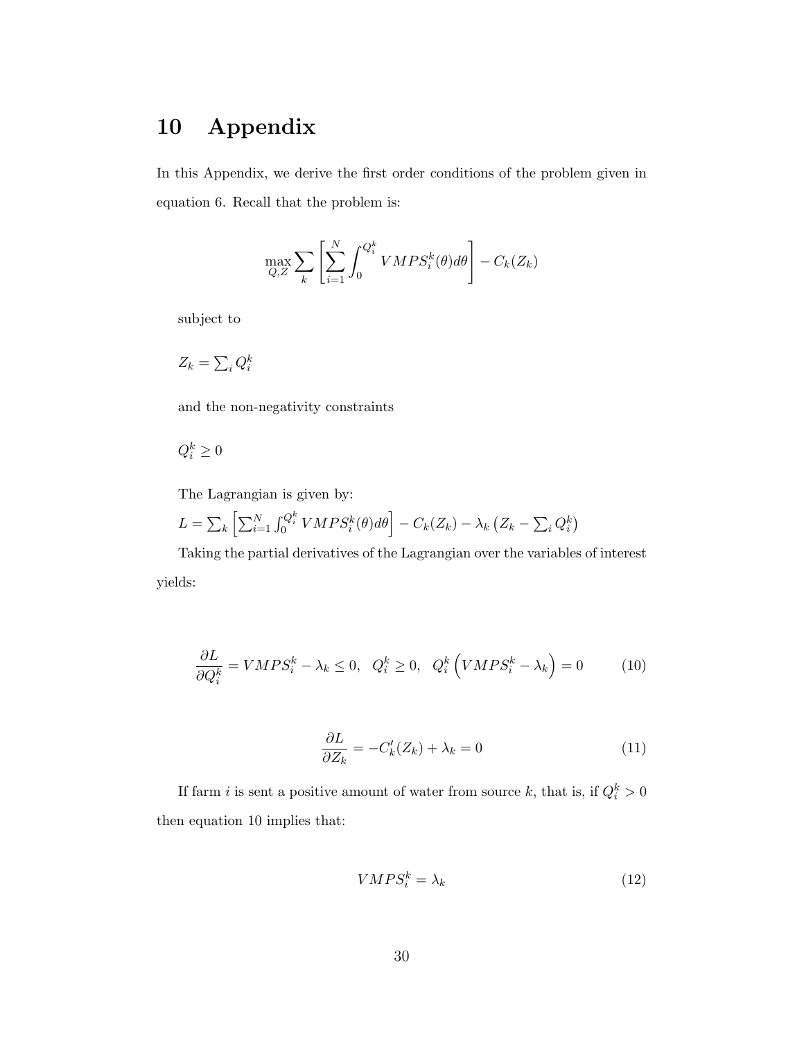# 10 Appendix

In this Appendix, we derive the first order conditions of the problem given in equation 6. Recall that the problem is:

$$\max_{Q,Z} \sum_k \left[ \sum_{i=1}^{N} \int_0^{Q_i^k} VMPS_i^k(\theta) d\theta \right] - C_k(Z_k)$$

subject to

$Z_k = \sum_i Q_i^k$

and the non-negativity constraints

$Q_i^k \geq 0$

The Lagrangian is given by:

$L = \sum_k \left[ \sum_{i=1}^{N} \int_0^{Q_i^k} VMPS_i^k(\theta) d\theta \right] - C_k(Z_k) - \lambda_k \left( Z_k - \sum_i Q_i^k \right)$

Taking the partial derivatives of the Lagrangian over the variables of interest yields:

$$\frac{\partial L}{\partial Q_i^k} = VMPS_i^k - \lambda_k \leq 0, \quad Q_i^k \geq 0, \quad Q_i^k \left( VMPS_i^k - \lambda_k \right) = 0 \tag{10}$$

$$\frac{\partial L}{\partial Z_k} = -C_k'(Z_k) + \lambda_k = 0 \tag{11}$$

If farm $i$ is sent a positive amount of water from source $k$, that is, if $Q_i^k > 0$ then equation 10 implies that:

$$VMPS_i^k = \lambda_k \tag{12}$$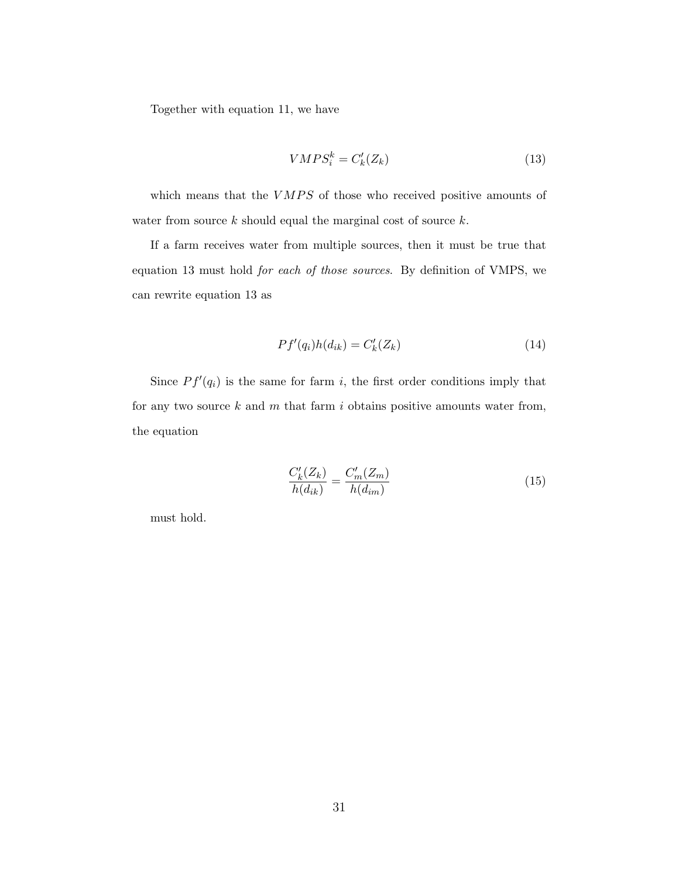Together with equation 11, we have

$$VMPS_i^k = C_k'(Z_k) \tag{13}$$

which means that the $VMPS$ of those who received positive amounts of water from source $k$ should equal the marginal cost of source $k$.

If a farm receives water from multiple sources, then it must be true that equation 13 must hold *for each of those sources*. By definition of VMPS, we can rewrite equation 13 as

$$Pf'(q_i)h(d_{ik}) = C_k'(Z_k) \tag{14}$$

Since $Pf'(q_i)$ is the same for farm $i$, the first order conditions imply that for any two source $k$ and $m$ that farm $i$ obtains positive amounts water from, the equation

$$\frac{C_k'(Z_k)}{h(d_{ik})} = \frac{C_m'(Z_m)}{h(d_{im})} \tag{15}$$

must hold.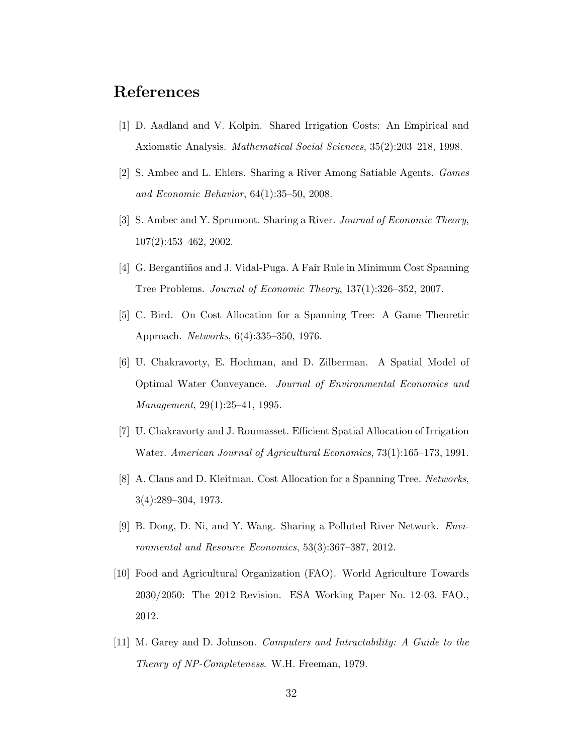# References

[1] D. Aadland and V. Kolpin. Shared Irrigation Costs: An Empirical and Axiomatic Analysis. *Mathematical Social Sciences*, 35(2):203–218, 1998.

[2] S. Ambec and L. Ehlers. Sharing a River Among Satiable Agents. *Games and Economic Behavior*, 64(1):35–50, 2008.

[3] S. Ambec and Y. Sprumont. Sharing a River. *Journal of Economic Theory*, 107(2):453–462, 2002.

[4] G. Bergantiños and J. Vidal-Puga. A Fair Rule in Minimum Cost Spanning Tree Problems. *Journal of Economic Theory*, 137(1):326–352, 2007.

[5] C. Bird. On Cost Allocation for a Spanning Tree: A Game Theoretic Approach. *Networks*, 6(4):335–350, 1976.

[6] U. Chakravorty, E. Hochman, and D. Zilberman. A Spatial Model of Optimal Water Conveyance. *Journal of Environmental Economics and Management*, 29(1):25–41, 1995.

[7] U. Chakravorty and J. Roumasset. Efficient Spatial Allocation of Irrigation Water. *American Journal of Agricultural Economics*, 73(1):165–173, 1991.

[8] A. Claus and D. Kleitman. Cost Allocation for a Spanning Tree. *Networks*, 3(4):289–304, 1973.

[9] B. Dong, D. Ni, and Y. Wang. Sharing a Polluted River Network. *Environmental and Resource Economics*, 53(3):367–387, 2012.

[10] Food and Agricultural Organization (FAO). World Agriculture Towards 2030/2050: The 2012 Revision. ESA Working Paper No. 12-03. FAO., 2012.

[11] M. Garey and D. Johnson. *Computers and Intractability: A Guide to the Thenry of NP-Completeness*. W.H. Freeman, 1979.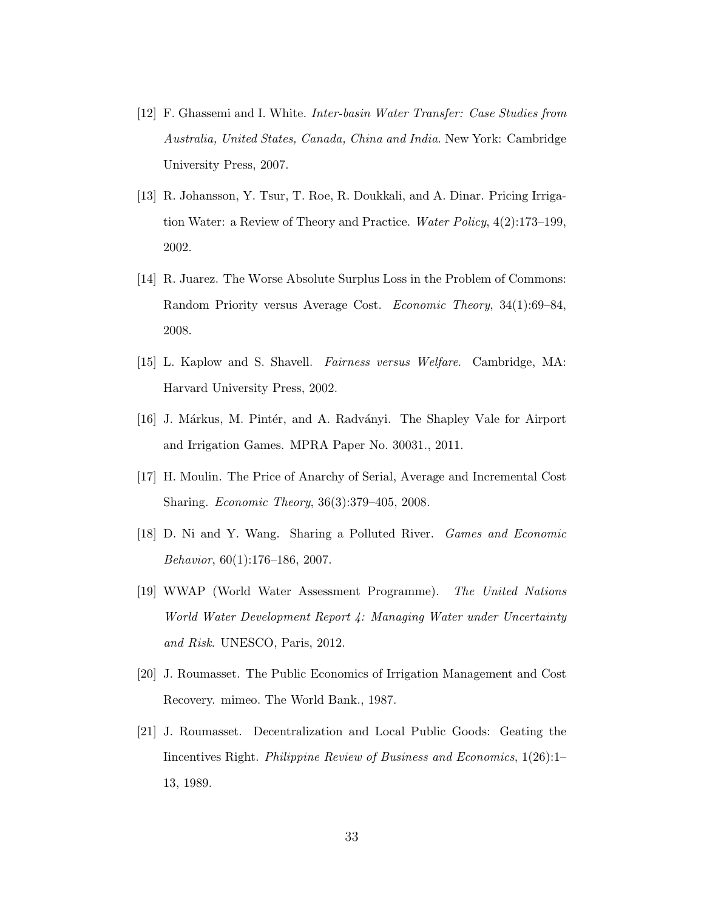[12] F. Ghassemi and I. White. *Inter-basin Water Transfer: Case Studies from Australia, United States, Canada, China and India*. New York: Cambridge University Press, 2007.

[13] R. Johansson, Y. Tsur, T. Roe, R. Doukkali, and A. Dinar. Pricing Irrigation Water: a Review of Theory and Practice. *Water Policy*, 4(2):173–199, 2002.

[14] R. Juarez. The Worse Absolute Surplus Loss in the Problem of Commons: Random Priority versus Average Cost. *Economic Theory*, 34(1):69–84, 2008.

[15] L. Kaplow and S. Shavell. *Fairness versus Welfare*. Cambridge, MA: Harvard University Press, 2002.

[16] J. Márkus, M. Pintér, and A. Radványi. The Shapley Vale for Airport and Irrigation Games. MPRA Paper No. 30031., 2011.

[17] H. Moulin. The Price of Anarchy of Serial, Average and Incremental Cost Sharing. *Economic Theory*, 36(3):379–405, 2008.

[18] D. Ni and Y. Wang. Sharing a Polluted River. *Games and Economic Behavior*, 60(1):176–186, 2007.

[19] WWAP (World Water Assessment Programme). *The United Nations World Water Development Report 4: Managing Water under Uncertainty and Risk*. UNESCO, Paris, 2012.

[20] J. Roumasset. The Public Economics of Irrigation Management and Cost Recovery. mimeo. The World Bank., 1987.

[21] J. Roumasset. Decentralization and Local Public Goods: Geating the Iincentives Right. *Philippine Review of Business and Economics*, 1(26):1–13, 1989.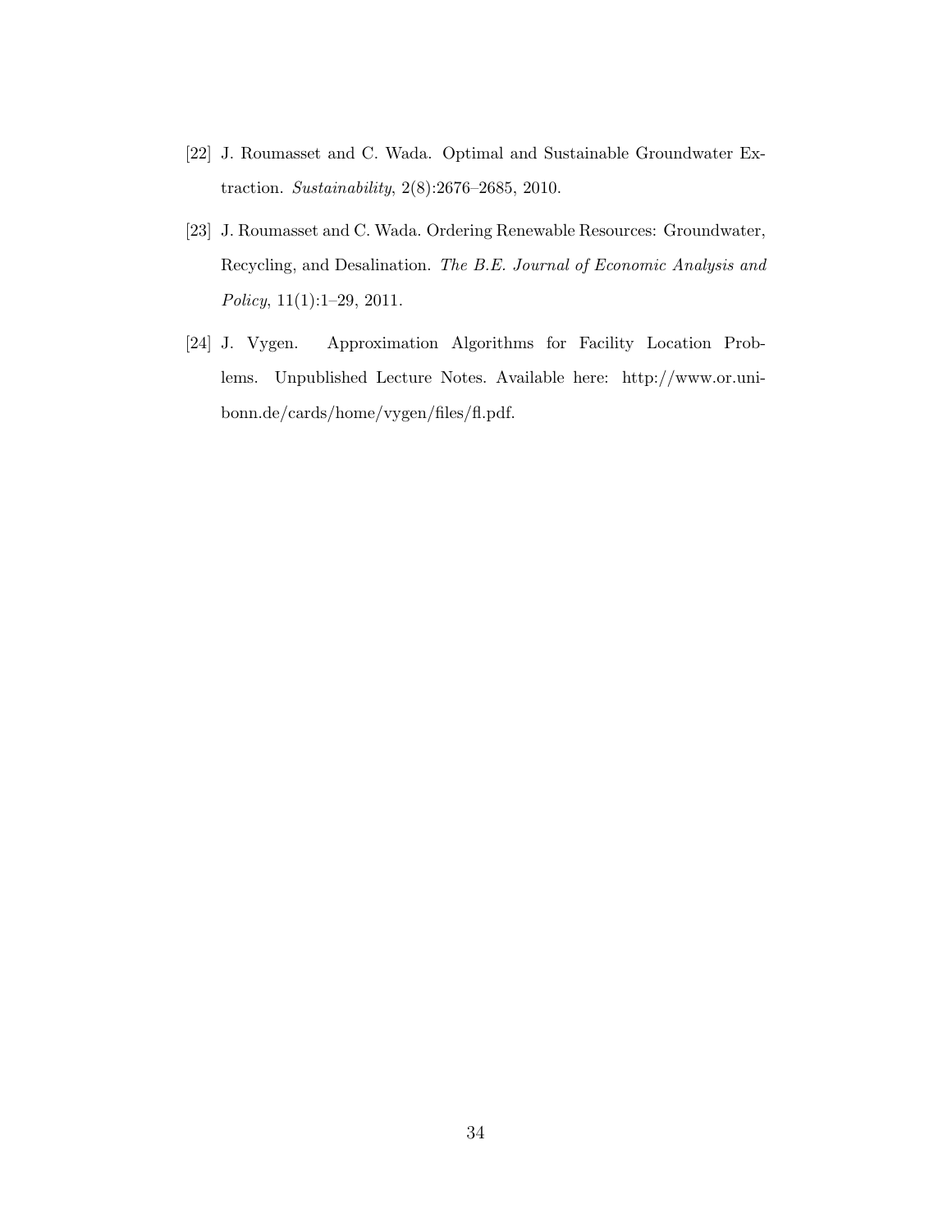[22] J. Roumasset and C. Wada. Optimal and Sustainable Groundwater Extraction. *Sustainability*, 2(8):2676–2685, 2010.

[23] J. Roumasset and C. Wada. Ordering Renewable Resources: Groundwater, Recycling, and Desalination. *The B.E. Journal of Economic Analysis and Policy*, 11(1):1–29, 2011.

[24] J. Vygen. Approximation Algorithms for Facility Location Problems. Unpublished Lecture Notes. Available here: http://www.or.uni-bonn.de/cards/home/vygen/files/fl.pdf.